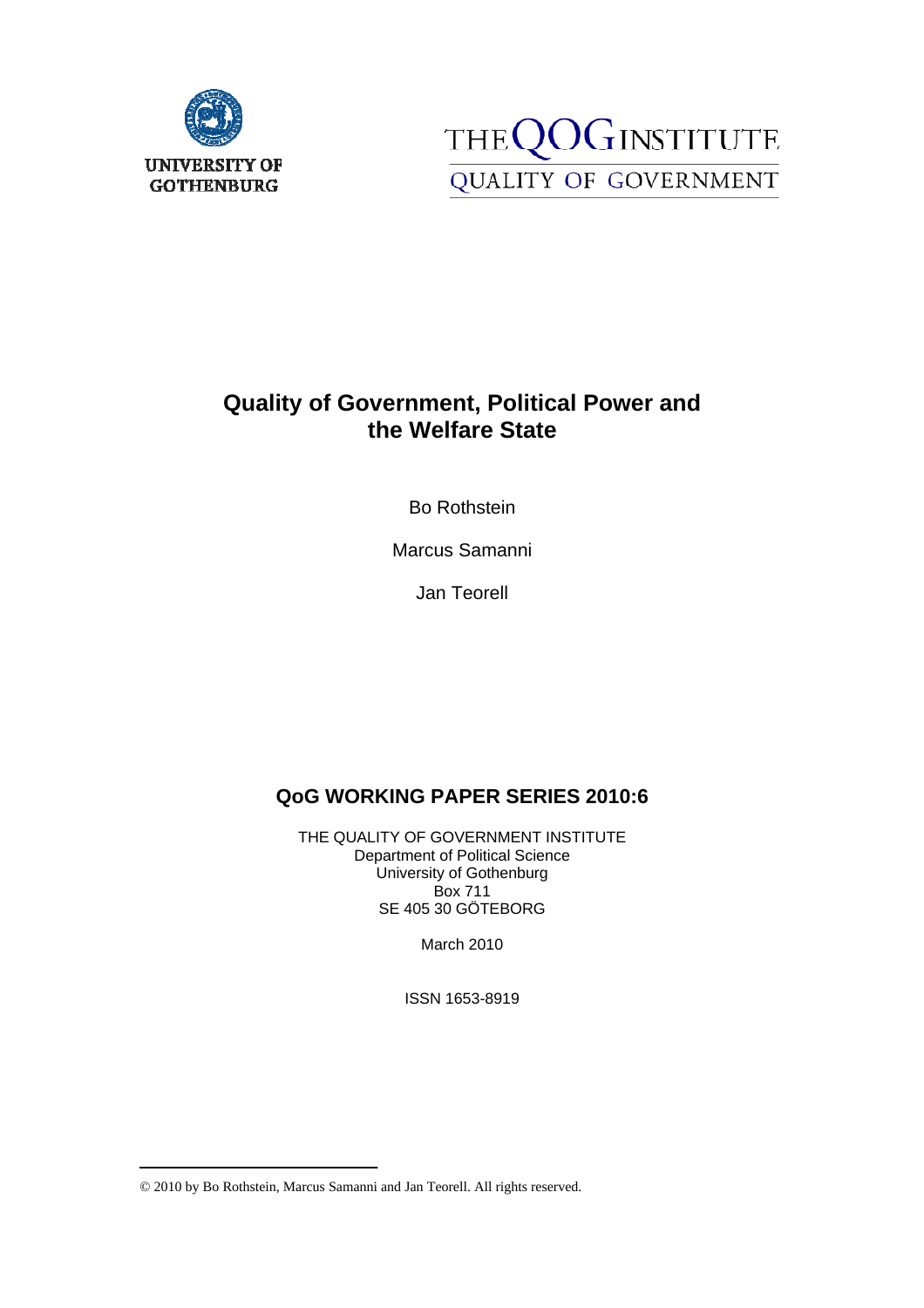UNIVERSITY OF GOTHENBURG

THE QOG INSTITUTE

QUALITY OF GOVERNMENT

# Quality of Government, Political Power and the Welfare State

Bo Rothstein

Marcus Samanni

Jan Teorell

## QoG WORKING PAPER SERIES 2010:6

THE QUALITY OF GOVERNMENT INSTITUTE
Department of Political Science
University of Gothenburg
Box 711
SE 405 30 GÖTEBORG

March 2010

ISSN 1653-8919

---

© 2010 by Bo Rothstein, Marcus Samanni and Jan Teorell. All rights reserved.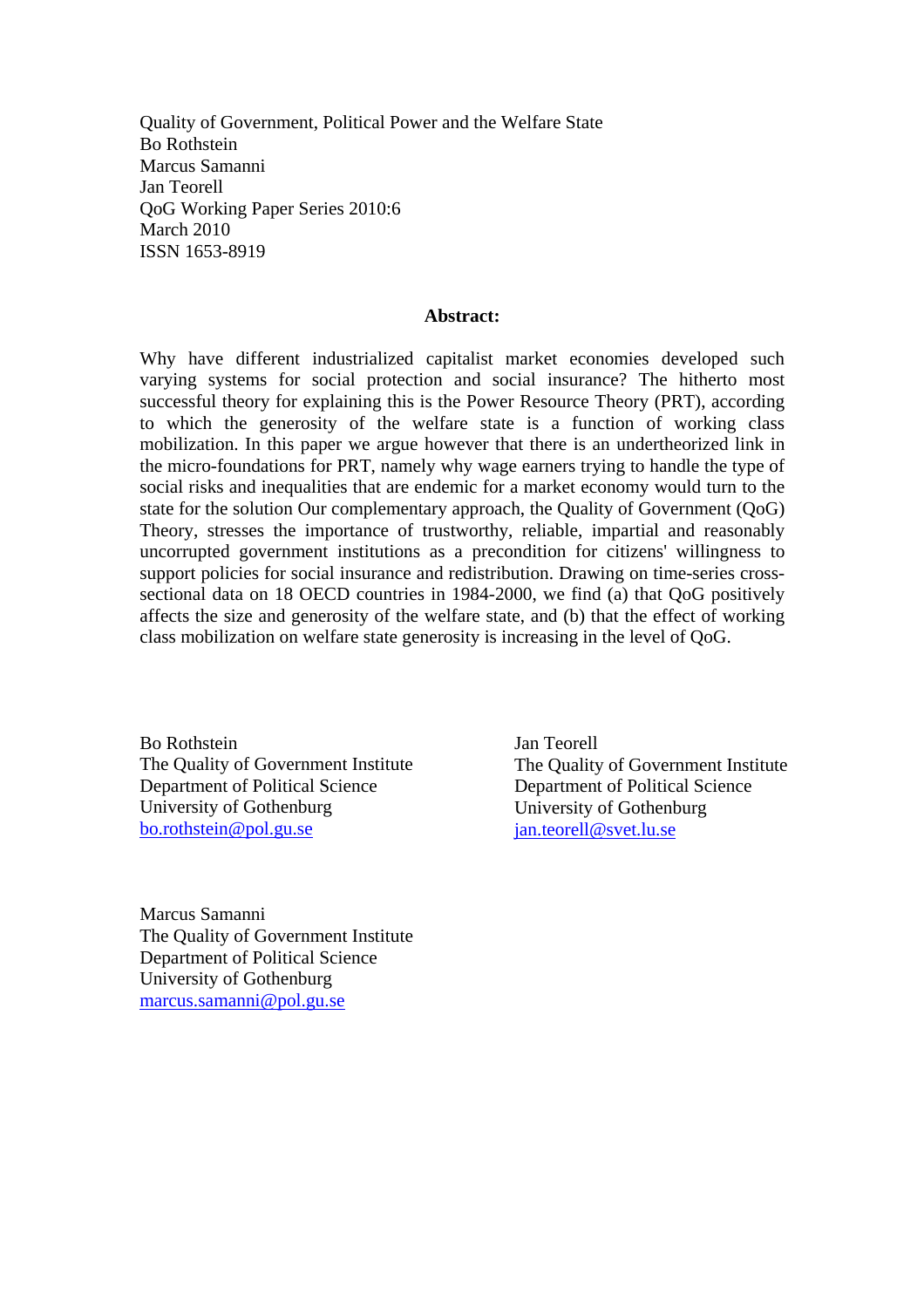Quality of Government, Political Power and the Welfare State
Bo Rothstein
Marcus Samanni
Jan Teorell
QoG Working Paper Series 2010:6
March 2010
ISSN 1653-8919

**Abstract:**

Why have different industrialized capitalist market economies developed such varying systems for social protection and social insurance? The hitherto most successful theory for explaining this is the Power Resource Theory (PRT), according to which the generosity of the welfare state is a function of working class mobilization. In this paper we argue however that there is an undertheorized link in the micro-foundations for PRT, namely why wage earners trying to handle the type of social risks and inequalities that are endemic for a market economy would turn to the state for the solution Our complementary approach, the Quality of Government (QoG) Theory, stresses the importance of trustworthy, reliable, impartial and reasonably uncorrupted government institutions as a precondition for citizens' willingness to support policies for social insurance and redistribution. Drawing on time-series cross-sectional data on 18 OECD countries in 1984-2000, we find (a) that QoG positively affects the size and generosity of the welfare state, and (b) that the effect of working class mobilization on welfare state generosity is increasing in the level of QoG.

Bo Rothstein
The Quality of Government Institute
Department of Political Science
University of Gothenburg
bo.rothstein@pol.gu.se

Jan Teorell
The Quality of Government Institute
Department of Political Science
University of Gothenburg
jan.teorell@svet.lu.se

Marcus Samanni
The Quality of Government Institute
Department of Political Science
University of Gothenburg
marcus.samanni@pol.gu.se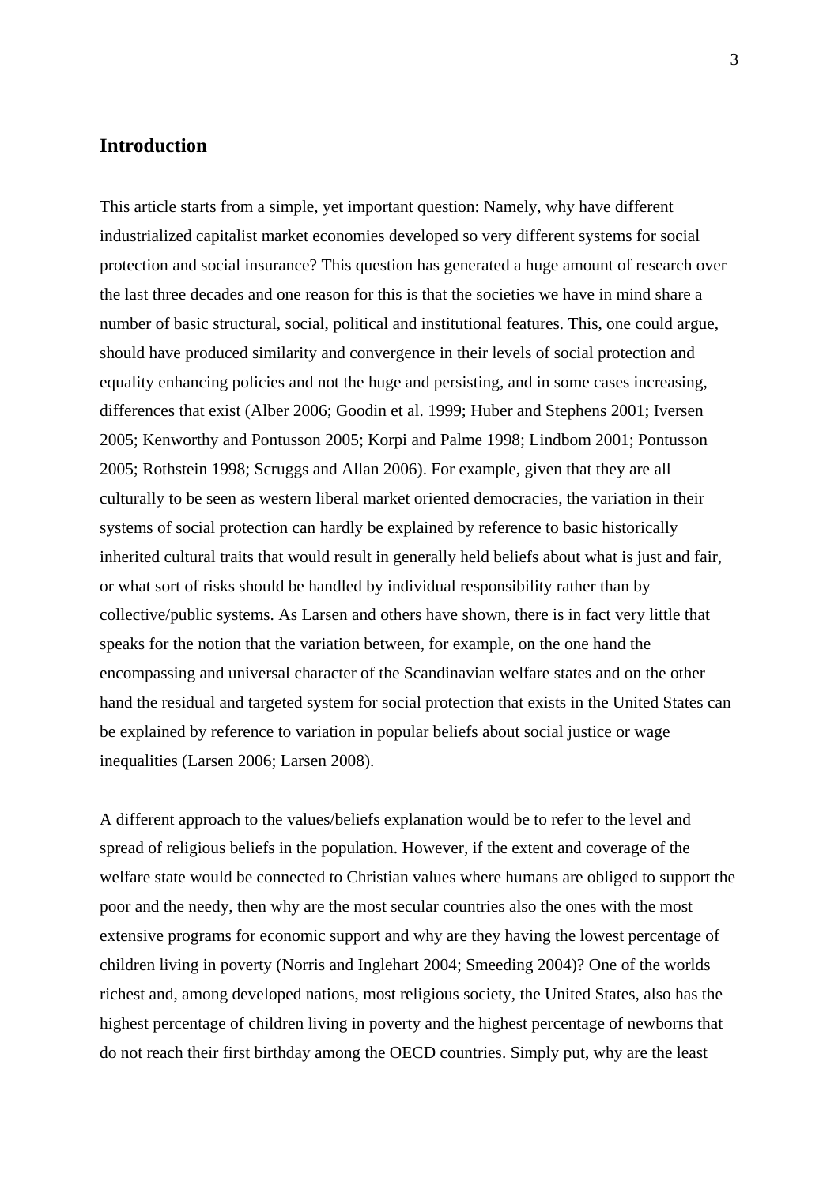## Introduction

This article starts from a simple, yet important question: Namely, why have different industrialized capitalist market economies developed so very different systems for social protection and social insurance? This question has generated a huge amount of research over the last three decades and one reason for this is that the societies we have in mind share a number of basic structural, social, political and institutional features. This, one could argue, should have produced similarity and convergence in their levels of social protection and equality enhancing policies and not the huge and persisting, and in some cases increasing, differences that exist (Alber 2006; Goodin et al. 1999; Huber and Stephens 2001; Iversen 2005; Kenworthy and Pontusson 2005; Korpi and Palme 1998; Lindbom 2001; Pontusson 2005; Rothstein 1998; Scruggs and Allan 2006). For example, given that they are all culturally to be seen as western liberal market oriented democracies, the variation in their systems of social protection can hardly be explained by reference to basic historically inherited cultural traits that would result in generally held beliefs about what is just and fair, or what sort of risks should be handled by individual responsibility rather than by collective/public systems. As Larsen and others have shown, there is in fact very little that speaks for the notion that the variation between, for example, on the one hand the encompassing and universal character of the Scandinavian welfare states and on the other hand the residual and targeted system for social protection that exists in the United States can be explained by reference to variation in popular beliefs about social justice or wage inequalities (Larsen 2006; Larsen 2008).

A different approach to the values/beliefs explanation would be to refer to the level and spread of religious beliefs in the population. However, if the extent and coverage of the welfare state would be connected to Christian values where humans are obliged to support the poor and the needy, then why are the most secular countries also the ones with the most extensive programs for economic support and why are they having the lowest percentage of children living in poverty (Norris and Inglehart 2004; Smeeding 2004)? One of the worlds richest and, among developed nations, most religious society, the United States, also has the highest percentage of children living in poverty and the highest percentage of newborns that do not reach their first birthday among the OECD countries. Simply put, why are the least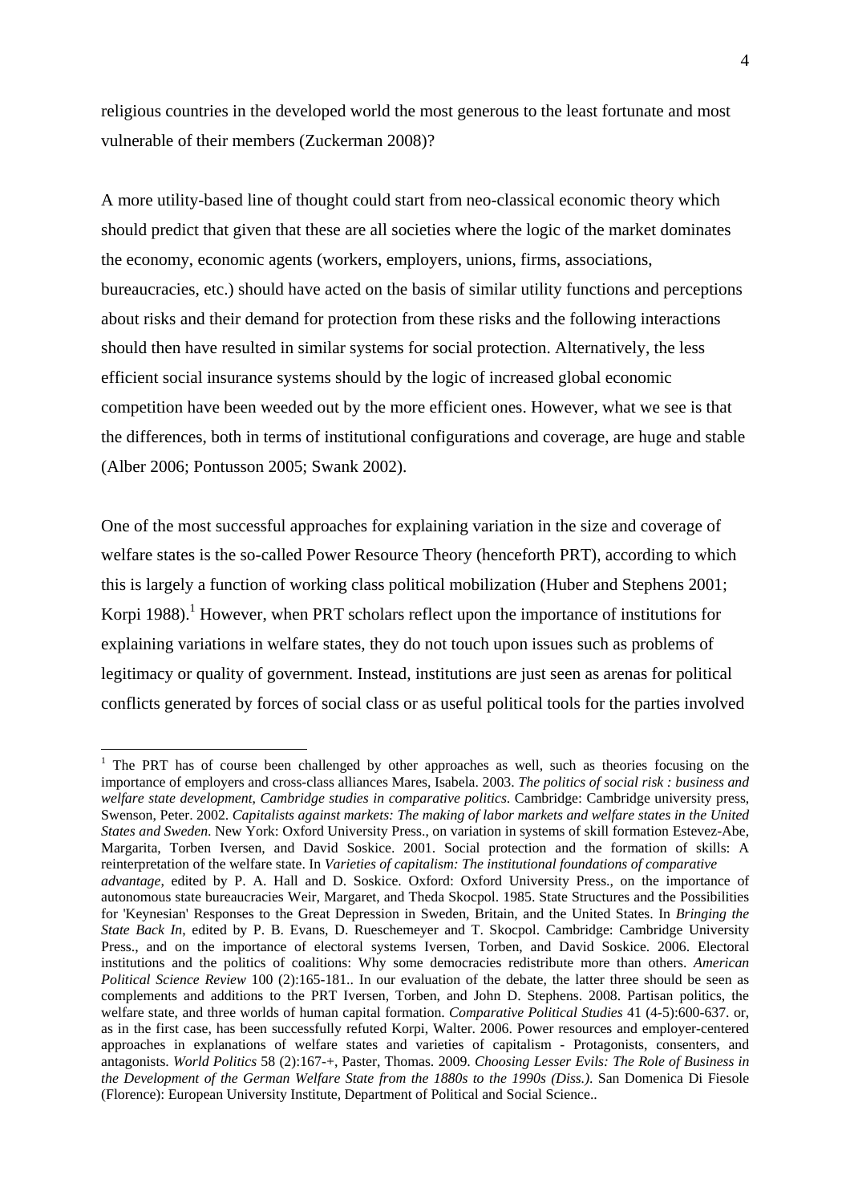religious countries in the developed world the most generous to the least fortunate and most vulnerable of their members (Zuckerman 2008)?

A more utility-based line of thought could start from neo-classical economic theory which should predict that given that these are all societies where the logic of the market dominates the economy, economic agents (workers, employers, unions, firms, associations, bureaucracies, etc.) should have acted on the basis of similar utility functions and perceptions about risks and their demand for protection from these risks and the following interactions should then have resulted in similar systems for social protection. Alternatively, the less efficient social insurance systems should by the logic of increased global economic competition have been weeded out by the more efficient ones. However, what we see is that the differences, both in terms of institutional configurations and coverage, are huge and stable (Alber 2006; Pontusson 2005; Swank 2002).

One of the most successful approaches for explaining variation in the size and coverage of welfare states is the so-called Power Resource Theory (henceforth PRT), according to which this is largely a function of working class political mobilization (Huber and Stephens 2001; Korpi 1988).[1] However, when PRT scholars reflect upon the importance of institutions for explaining variations in welfare states, they do not touch upon issues such as problems of legitimacy or quality of government. Instead, institutions are just seen as arenas for political conflicts generated by forces of social class or as useful political tools for the parties involved

---

[1] The PRT has of course been challenged by other approaches as well, such as theories focusing on the importance of employers and cross-class alliances Mares, Isabela. 2003. *The politics of social risk : business and welfare state development*, *Cambridge studies in comparative politics*. Cambridge: Cambridge university press, Swenson, Peter. 2002. *Capitalists against markets: The making of labor markets and welfare states in the United States and Sweden*. New York: Oxford University Press., on variation in systems of skill formation Estevez-Abe, Margarita, Torben Iversen, and David Soskice. 2001. Social protection and the formation of skills: A reinterpretation of the welfare state. In *Varieties of capitalism: The institutional foundations of comparative advantage*, edited by P. A. Hall and D. Soskice. Oxford: Oxford University Press., on the importance of autonomous state bureaucracies Weir, Margaret, and Theda Skocpol. 1985. State Structures and the Possibilities for 'Keynesian' Responses to the Great Depression in Sweden, Britain, and the United States. In *Bringing the State Back In*, edited by P. B. Evans, D. Rueschemeyer and T. Skocpol. Cambridge: Cambridge University Press., and on the importance of electoral systems Iversen, Torben, and David Soskice. 2006. Electoral institutions and the politics of coalitions: Why some democracies redistribute more than others. *American Political Science Review* 100 (2):165-181.. In our evaluation of the debate, the latter three should be seen as complements and additions to the PRT Iversen, Torben, and John D. Stephens. 2008. Partisan politics, the welfare state, and three worlds of human capital formation. *Comparative Political Studies* 41 (4-5):600-637. or, as in the first case, has been successfully refuted Korpi, Walter. 2006. Power resources and employer-centered approaches in explanations of welfare states and varieties of capitalism - Protagonists, consenters, and antagonists. *World Politics* 58 (2):167-+, Paster, Thomas. 2009. *Choosing Lesser Evils: The Role of Business in the Development of the German Welfare State from the 1880s to the 1990s (Diss.)*. San Domenica Di Fiesole (Florence): European University Institute, Department of Political and Social Science..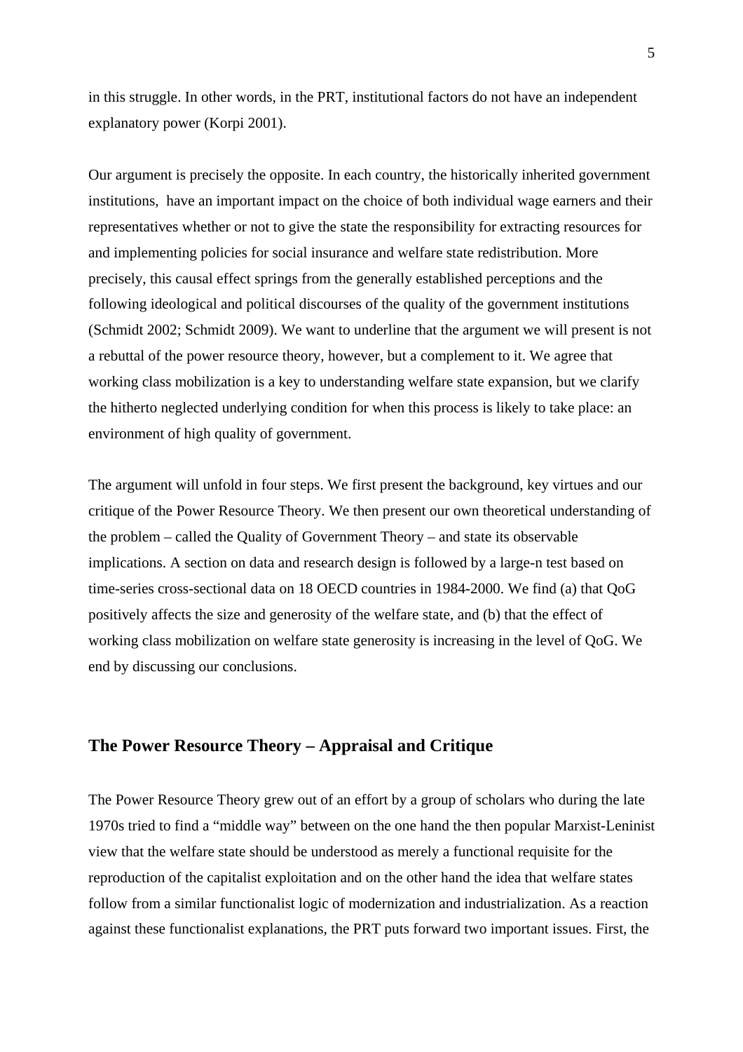in this struggle. In other words, in the PRT, institutional factors do not have an independent explanatory power (Korpi 2001).

Our argument is precisely the opposite. In each country, the historically inherited government institutions, have an important impact on the choice of both individual wage earners and their representatives whether or not to give the state the responsibility for extracting resources for and implementing policies for social insurance and welfare state redistribution. More precisely, this causal effect springs from the generally established perceptions and the following ideological and political discourses of the quality of the government institutions (Schmidt 2002; Schmidt 2009). We want to underline that the argument we will present is not a rebuttal of the power resource theory, however, but a complement to it. We agree that working class mobilization is a key to understanding welfare state expansion, but we clarify the hitherto neglected underlying condition for when this process is likely to take place: an environment of high quality of government.

The argument will unfold in four steps. We first present the background, key virtues and our critique of the Power Resource Theory. We then present our own theoretical understanding of the problem – called the Quality of Government Theory – and state its observable implications. A section on data and research design is followed by a large-n test based on time-series cross-sectional data on 18 OECD countries in 1984-2000. We find (a) that QoG positively affects the size and generosity of the welfare state, and (b) that the effect of working class mobilization on welfare state generosity is increasing in the level of QoG. We end by discussing our conclusions.

## The Power Resource Theory – Appraisal and Critique

The Power Resource Theory grew out of an effort by a group of scholars who during the late 1970s tried to find a "middle way" between on the one hand the then popular Marxist-Leninist view that the welfare state should be understood as merely a functional requisite for the reproduction of the capitalist exploitation and on the other hand the idea that welfare states follow from a similar functionalist logic of modernization and industrialization. As a reaction against these functionalist explanations, the PRT puts forward two important issues. First, the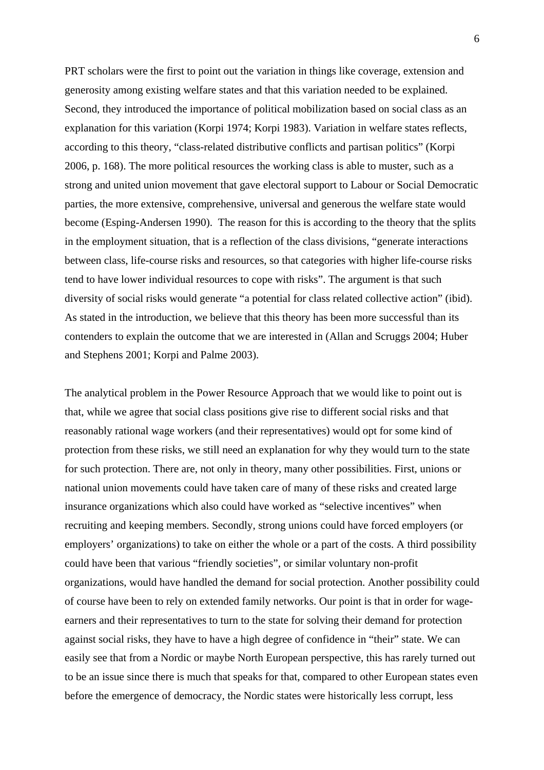PRT scholars were the first to point out the variation in things like coverage, extension and generosity among existing welfare states and that this variation needed to be explained. Second, they introduced the importance of political mobilization based on social class as an explanation for this variation (Korpi 1974; Korpi 1983). Variation in welfare states reflects, according to this theory, "class-related distributive conflicts and partisan politics" (Korpi 2006, p. 168). The more political resources the working class is able to muster, such as a strong and united union movement that gave electoral support to Labour or Social Democratic parties, the more extensive, comprehensive, universal and generous the welfare state would become (Esping-Andersen 1990). The reason for this is according to the theory that the splits in the employment situation, that is a reflection of the class divisions, "generate interactions between class, life-course risks and resources, so that categories with higher life-course risks tend to have lower individual resources to cope with risks". The argument is that such diversity of social risks would generate "a potential for class related collective action" (ibid). As stated in the introduction, we believe that this theory has been more successful than its contenders to explain the outcome that we are interested in (Allan and Scruggs 2004; Huber and Stephens 2001; Korpi and Palme 2003).

The analytical problem in the Power Resource Approach that we would like to point out is that, while we agree that social class positions give rise to different social risks and that reasonably rational wage workers (and their representatives) would opt for some kind of protection from these risks, we still need an explanation for why they would turn to the state for such protection. There are, not only in theory, many other possibilities. First, unions or national union movements could have taken care of many of these risks and created large insurance organizations which also could have worked as "selective incentives" when recruiting and keeping members. Secondly, strong unions could have forced employers (or employers' organizations) to take on either the whole or a part of the costs. A third possibility could have been that various "friendly societies", or similar voluntary non-profit organizations, would have handled the demand for social protection. Another possibility could of course have been to rely on extended family networks. Our point is that in order for wage-earners and their representatives to turn to the state for solving their demand for protection against social risks, they have to have a high degree of confidence in "their" state. We can easily see that from a Nordic or maybe North European perspective, this has rarely turned out to be an issue since there is much that speaks for that, compared to other European states even before the emergence of democracy, the Nordic states were historically less corrupt, less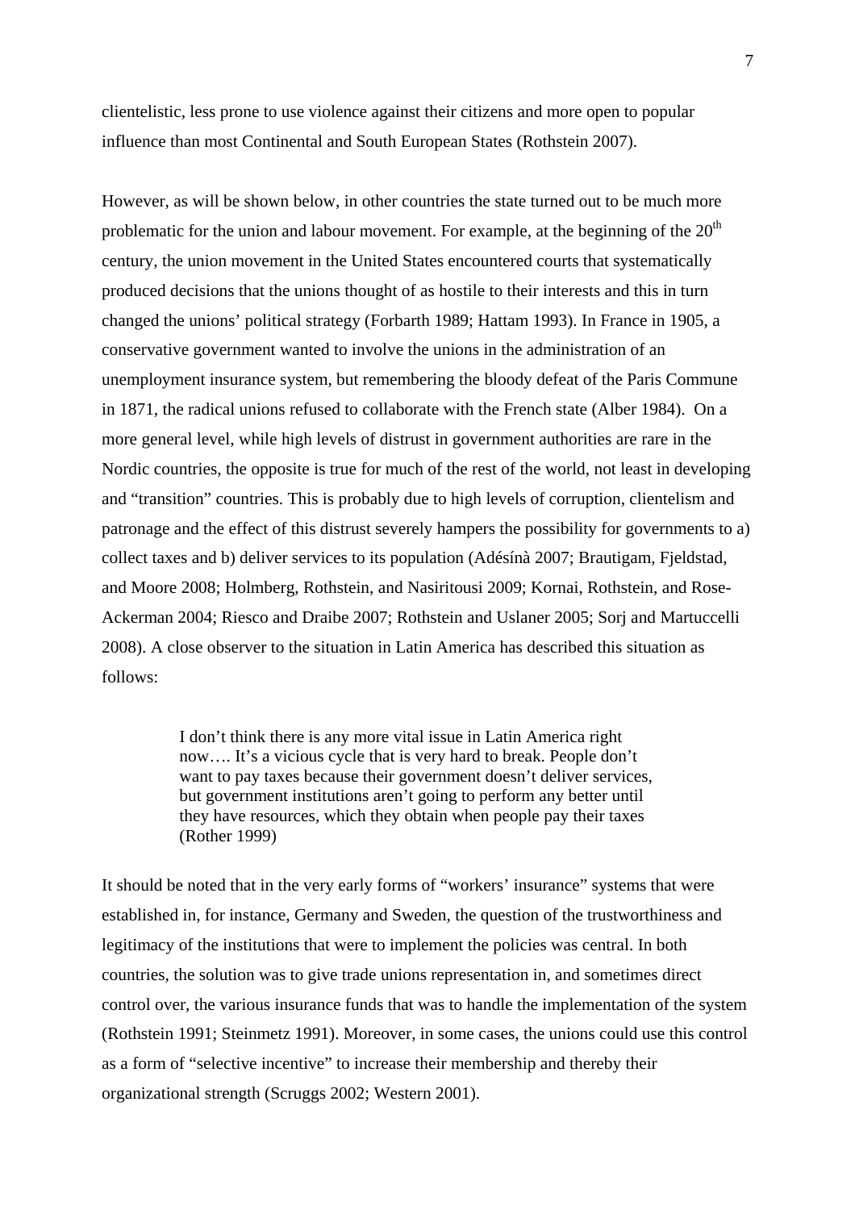clientelistic, less prone to use violence against their citizens and more open to popular influence than most Continental and South European States (Rothstein 2007).

However, as will be shown below, in other countries the state turned out to be much more problematic for the union and labour movement. For example, at the beginning of the 20th century, the union movement in the United States encountered courts that systematically produced decisions that the unions thought of as hostile to their interests and this in turn changed the unions' political strategy (Forbarth 1989; Hattam 1993). In France in 1905, a conservative government wanted to involve the unions in the administration of an unemployment insurance system, but remembering the bloody defeat of the Paris Commune in 1871, the radical unions refused to collaborate with the French state (Alber 1984). On a more general level, while high levels of distrust in government authorities are rare in the Nordic countries, the opposite is true for much of the rest of the world, not least in developing and "transition" countries. This is probably due to high levels of corruption, clientelism and patronage and the effect of this distrust severely hampers the possibility for governments to a) collect taxes and b) deliver services to its population (Adésínà 2007; Brautigam, Fjeldstad, and Moore 2008; Holmberg, Rothstein, and Nasiritousi 2009; Kornai, Rothstein, and Rose-Ackerman 2004; Riesco and Draibe 2007; Rothstein and Uslaner 2005; Sorj and Martuccelli 2008). A close observer to the situation in Latin America has described this situation as follows:

> I don't think there is any more vital issue in Latin America right now…. It's a vicious cycle that is very hard to break. People don't want to pay taxes because their government doesn't deliver services, but government institutions aren't going to perform any better until they have resources, which they obtain when people pay their taxes (Rother 1999)

It should be noted that in the very early forms of "workers' insurance" systems that were established in, for instance, Germany and Sweden, the question of the trustworthiness and legitimacy of the institutions that were to implement the policies was central. In both countries, the solution was to give trade unions representation in, and sometimes direct control over, the various insurance funds that was to handle the implementation of the system (Rothstein 1991; Steinmetz 1991). Moreover, in some cases, the unions could use this control as a form of "selective incentive" to increase their membership and thereby their organizational strength (Scruggs 2002; Western 2001).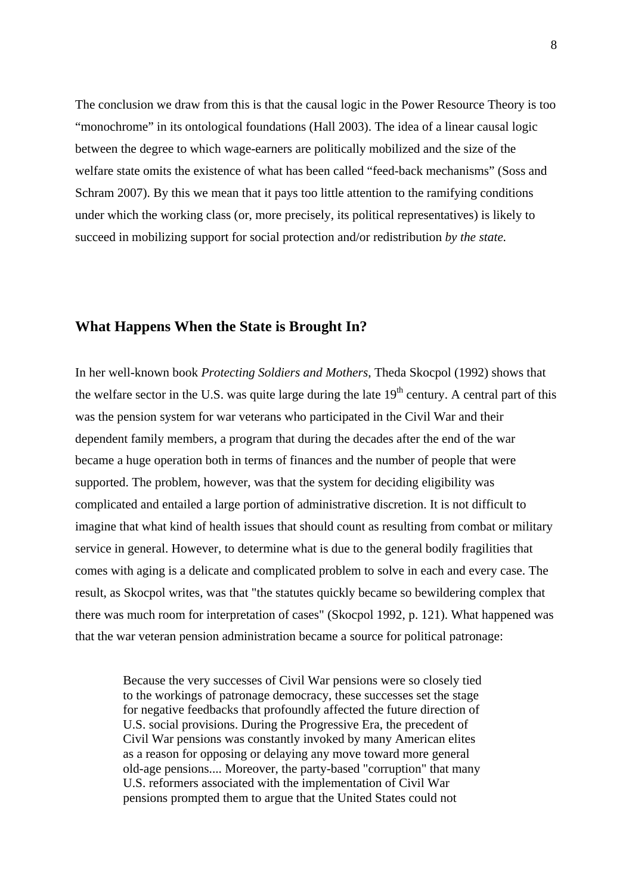The conclusion we draw from this is that the causal logic in the Power Resource Theory is too "monochrome" in its ontological foundations (Hall 2003). The idea of a linear causal logic between the degree to which wage-earners are politically mobilized and the size of the welfare state omits the existence of what has been called "feed-back mechanisms" (Soss and Schram 2007). By this we mean that it pays too little attention to the ramifying conditions under which the working class (or, more precisely, its political representatives) is likely to succeed in mobilizing support for social protection and/or redistribution *by the state.*

## What Happens When the State is Brought In?

In her well-known book *Protecting Soldiers and Mothers,* Theda Skocpol (1992) shows that the welfare sector in the U.S. was quite large during the late 19th century. A central part of this was the pension system for war veterans who participated in the Civil War and their dependent family members, a program that during the decades after the end of the war became a huge operation both in terms of finances and the number of people that were supported. The problem, however, was that the system for deciding eligibility was complicated and entailed a large portion of administrative discretion. It is not difficult to imagine that what kind of health issues that should count as resulting from combat or military service in general. However, to determine what is due to the general bodily fragilities that comes with aging is a delicate and complicated problem to solve in each and every case. The result, as Skocpol writes, was that "the statutes quickly became so bewildering complex that there was much room for interpretation of cases" (Skocpol 1992, p. 121). What happened was that the war veteran pension administration became a source for political patronage:

> Because the very successes of Civil War pensions were so closely tied to the workings of patronage democracy, these successes set the stage for negative feedbacks that profoundly affected the future direction of U.S. social provisions. During the Progressive Era, the precedent of Civil War pensions was constantly invoked by many American elites as a reason for opposing or delaying any move toward more general old-age pensions.... Moreover, the party-based "corruption" that many U.S. reformers associated with the implementation of Civil War pensions prompted them to argue that the United States could not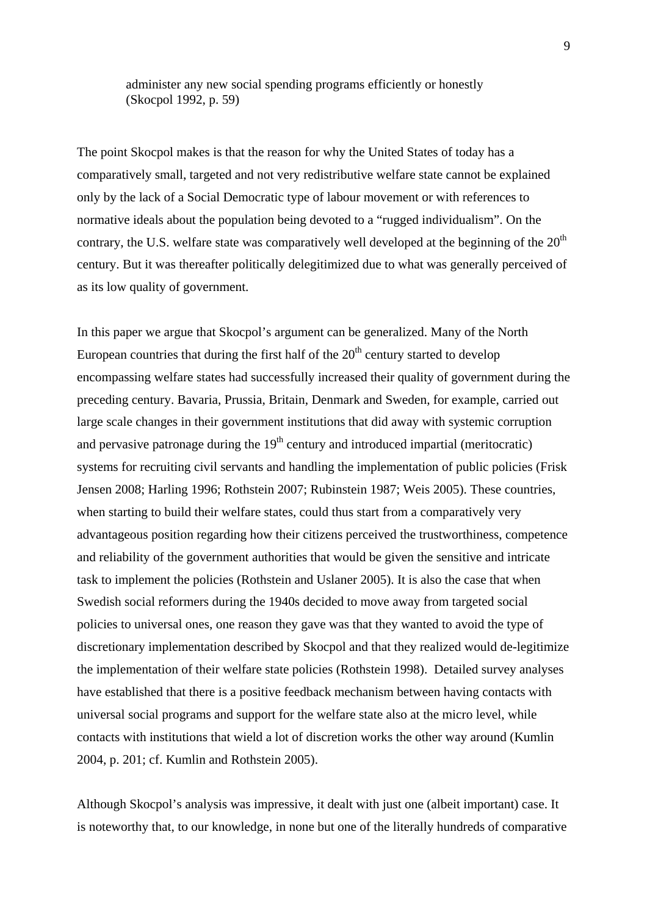> administer any new social spending programs efficiently or honestly (Skocpol 1992, p. 59)

The point Skocpol makes is that the reason for why the United States of today has a comparatively small, targeted and not very redistributive welfare state cannot be explained only by the lack of a Social Democratic type of labour movement or with references to normative ideals about the population being devoted to a "rugged individualism". On the contrary, the U.S. welfare state was comparatively well developed at the beginning of the 20th century. But it was thereafter politically delegitimized due to what was generally perceived of as its low quality of government.

In this paper we argue that Skocpol's argument can be generalized. Many of the North European countries that during the first half of the 20th century started to develop encompassing welfare states had successfully increased their quality of government during the preceding century. Bavaria, Prussia, Britain, Denmark and Sweden, for example, carried out large scale changes in their government institutions that did away with systemic corruption and pervasive patronage during the 19th century and introduced impartial (meritocratic) systems for recruiting civil servants and handling the implementation of public policies (Frisk Jensen 2008; Harling 1996; Rothstein 2007; Rubinstein 1987; Weis 2005). These countries, when starting to build their welfare states, could thus start from a comparatively very advantageous position regarding how their citizens perceived the trustworthiness, competence and reliability of the government authorities that would be given the sensitive and intricate task to implement the policies (Rothstein and Uslaner 2005). It is also the case that when Swedish social reformers during the 1940s decided to move away from targeted social policies to universal ones, one reason they gave was that they wanted to avoid the type of discretionary implementation described by Skocpol and that they realized would de-legitimize the implementation of their welfare state policies (Rothstein 1998). Detailed survey analyses have established that there is a positive feedback mechanism between having contacts with universal social programs and support for the welfare state also at the micro level, while contacts with institutions that wield a lot of discretion works the other way around (Kumlin 2004, p. 201; cf. Kumlin and Rothstein 2005).

Although Skocpol's analysis was impressive, it dealt with just one (albeit important) case. It is noteworthy that, to our knowledge, in none but one of the literally hundreds of comparative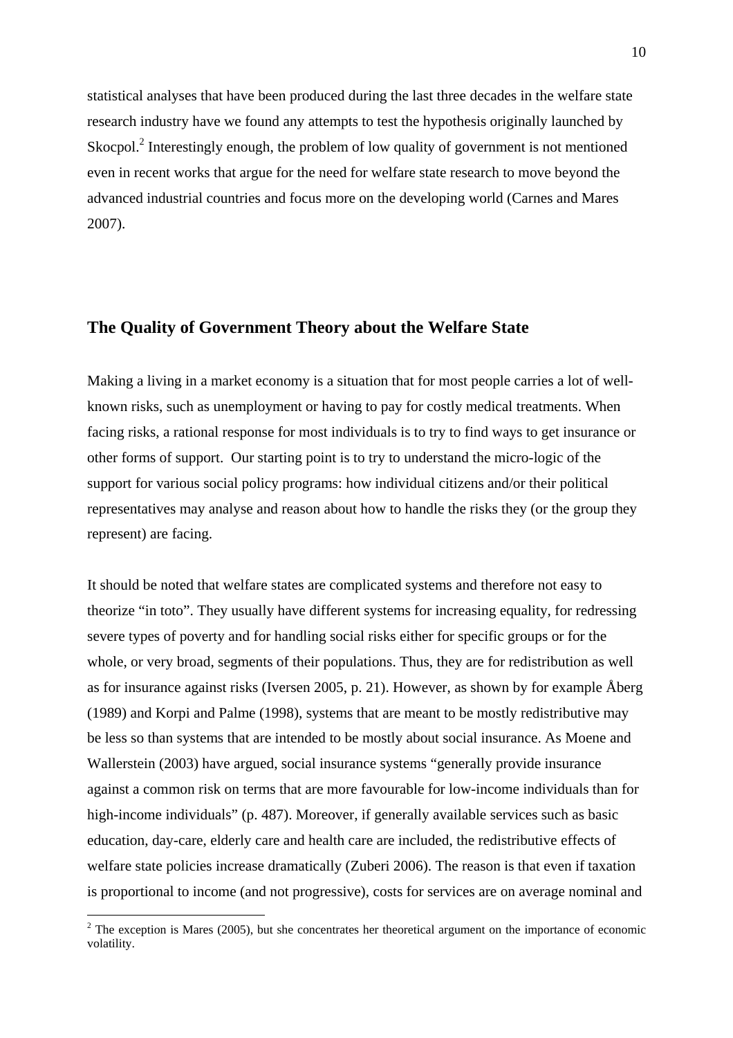statistical analyses that have been produced during the last three decades in the welfare state research industry have we found any attempts to test the hypothesis originally launched by Skocpol.[2] Interestingly enough, the problem of low quality of government is not mentioned even in recent works that argue for the need for welfare state research to move beyond the advanced industrial countries and focus more on the developing world (Carnes and Mares 2007).

## The Quality of Government Theory about the Welfare State

Making a living in a market economy is a situation that for most people carries a lot of well-known risks, such as unemployment or having to pay for costly medical treatments. When facing risks, a rational response for most individuals is to try to find ways to get insurance or other forms of support. Our starting point is to try to understand the micro-logic of the support for various social policy programs: how individual citizens and/or their political representatives may analyse and reason about how to handle the risks they (or the group they represent) are facing.

It should be noted that welfare states are complicated systems and therefore not easy to theorize "in toto". They usually have different systems for increasing equality, for redressing severe types of poverty and for handling social risks either for specific groups or for the whole, or very broad, segments of their populations. Thus, they are for redistribution as well as for insurance against risks (Iversen 2005, p. 21). However, as shown by for example Åberg (1989) and Korpi and Palme (1998), systems that are meant to be mostly redistributive may be less so than systems that are intended to be mostly about social insurance. As Moene and Wallerstein (2003) have argued, social insurance systems "generally provide insurance against a common risk on terms that are more favourable for low-income individuals than for high-income individuals" (p. 487). Moreover, if generally available services such as basic education, day-care, elderly care and health care are included, the redistributive effects of welfare state policies increase dramatically (Zuberi 2006). The reason is that even if taxation is proportional to income (and not progressive), costs for services are on average nominal and

[2] The exception is Mares (2005), but she concentrates her theoretical argument on the importance of economic volatility.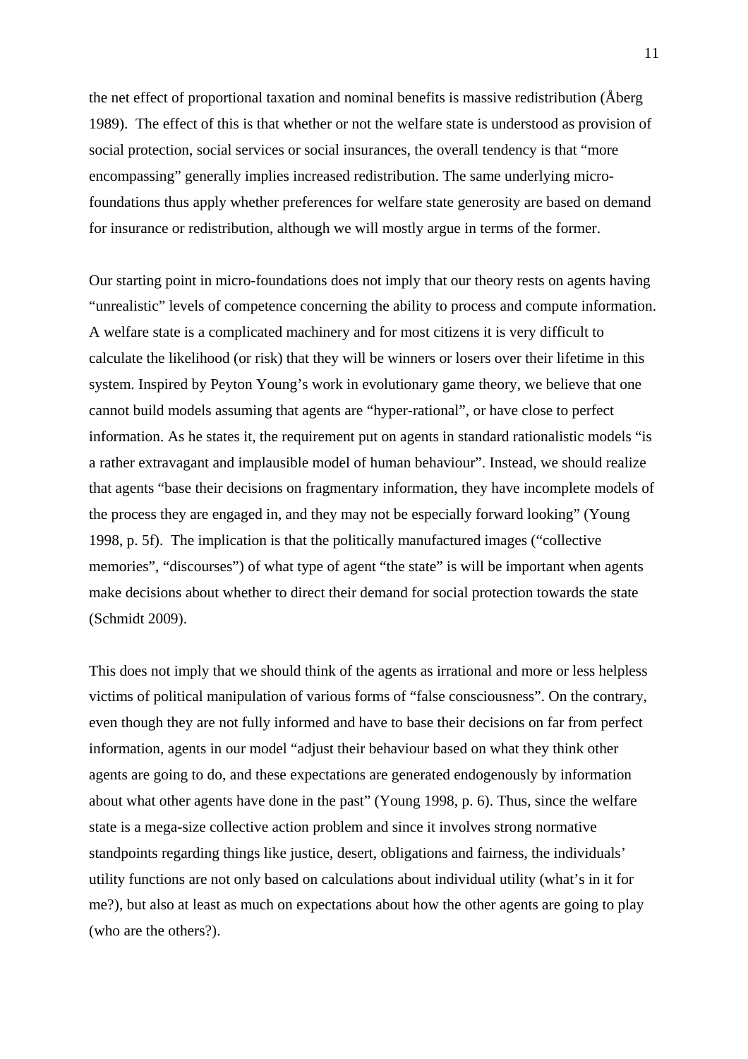the net effect of proportional taxation and nominal benefits is massive redistribution (Åberg 1989). The effect of this is that whether or not the welfare state is understood as provision of social protection, social services or social insurances, the overall tendency is that "more encompassing" generally implies increased redistribution. The same underlying micro-foundations thus apply whether preferences for welfare state generosity are based on demand for insurance or redistribution, although we will mostly argue in terms of the former.

Our starting point in micro-foundations does not imply that our theory rests on agents having "unrealistic" levels of competence concerning the ability to process and compute information. A welfare state is a complicated machinery and for most citizens it is very difficult to calculate the likelihood (or risk) that they will be winners or losers over their lifetime in this system. Inspired by Peyton Young's work in evolutionary game theory, we believe that one cannot build models assuming that agents are "hyper-rational", or have close to perfect information. As he states it, the requirement put on agents in standard rationalistic models "is a rather extravagant and implausible model of human behaviour". Instead, we should realize that agents "base their decisions on fragmentary information, they have incomplete models of the process they are engaged in, and they may not be especially forward looking" (Young 1998, p. 5f). The implication is that the politically manufactured images ("collective memories", "discourses") of what type of agent "the state" is will be important when agents make decisions about whether to direct their demand for social protection towards the state (Schmidt 2009).

This does not imply that we should think of the agents as irrational and more or less helpless victims of political manipulation of various forms of "false consciousness". On the contrary, even though they are not fully informed and have to base their decisions on far from perfect information, agents in our model "adjust their behaviour based on what they think other agents are going to do, and these expectations are generated endogenously by information about what other agents have done in the past" (Young 1998, p. 6). Thus, since the welfare state is a mega-size collective action problem and since it involves strong normative standpoints regarding things like justice, desert, obligations and fairness, the individuals' utility functions are not only based on calculations about individual utility (what's in it for me?), but also at least as much on expectations about how the other agents are going to play (who are the others?).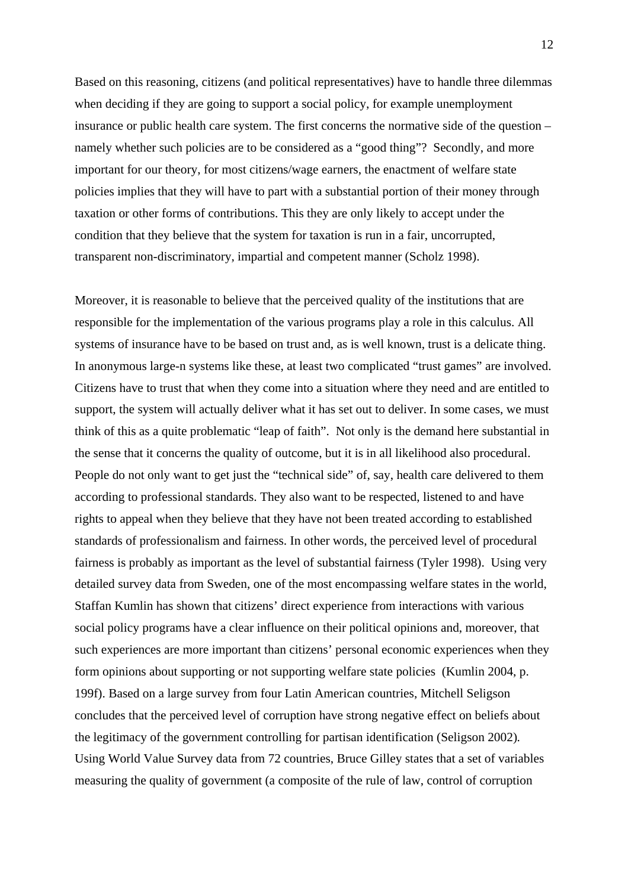Based on this reasoning, citizens (and political representatives) have to handle three dilemmas when deciding if they are going to support a social policy, for example unemployment insurance or public health care system. The first concerns the normative side of the question – namely whether such policies are to be considered as a "good thing"? Secondly, and more important for our theory, for most citizens/wage earners, the enactment of welfare state policies implies that they will have to part with a substantial portion of their money through taxation or other forms of contributions. This they are only likely to accept under the condition that they believe that the system for taxation is run in a fair, uncorrupted, transparent non-discriminatory, impartial and competent manner (Scholz 1998).

Moreover, it is reasonable to believe that the perceived quality of the institutions that are responsible for the implementation of the various programs play a role in this calculus. All systems of insurance have to be based on trust and, as is well known, trust is a delicate thing. In anonymous large-n systems like these, at least two complicated "trust games" are involved. Citizens have to trust that when they come into a situation where they need and are entitled to support, the system will actually deliver what it has set out to deliver. In some cases, we must think of this as a quite problematic "leap of faith". Not only is the demand here substantial in the sense that it concerns the quality of outcome, but it is in all likelihood also procedural. People do not only want to get just the "technical side" of, say, health care delivered to them according to professional standards. They also want to be respected, listened to and have rights to appeal when they believe that they have not been treated according to established standards of professionalism and fairness. In other words, the perceived level of procedural fairness is probably as important as the level of substantial fairness (Tyler 1998). Using very detailed survey data from Sweden, one of the most encompassing welfare states in the world, Staffan Kumlin has shown that citizens' direct experience from interactions with various social policy programs have a clear influence on their political opinions and, moreover, that such experiences are more important than citizens' personal economic experiences when they form opinions about supporting or not supporting welfare state policies (Kumlin 2004, p. 199f). Based on a large survey from four Latin American countries, Mitchell Seligson concludes that the perceived level of corruption have strong negative effect on beliefs about the legitimacy of the government controlling for partisan identification (Seligson 2002). Using World Value Survey data from 72 countries, Bruce Gilley states that a set of variables measuring the quality of government (a composite of the rule of law, control of corruption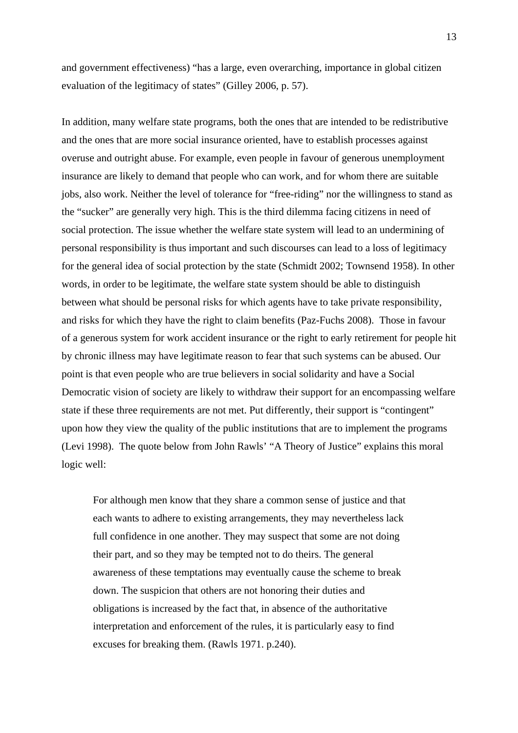and government effectiveness) "has a large, even overarching, importance in global citizen evaluation of the legitimacy of states" (Gilley 2006, p. 57).

In addition, many welfare state programs, both the ones that are intended to be redistributive and the ones that are more social insurance oriented, have to establish processes against overuse and outright abuse. For example, even people in favour of generous unemployment insurance are likely to demand that people who can work, and for whom there are suitable jobs, also work. Neither the level of tolerance for "free-riding" nor the willingness to stand as the "sucker" are generally very high. This is the third dilemma facing citizens in need of social protection. The issue whether the welfare state system will lead to an undermining of personal responsibility is thus important and such discourses can lead to a loss of legitimacy for the general idea of social protection by the state (Schmidt 2002; Townsend 1958). In other words, in order to be legitimate, the welfare state system should be able to distinguish between what should be personal risks for which agents have to take private responsibility, and risks for which they have the right to claim benefits (Paz-Fuchs 2008). Those in favour of a generous system for work accident insurance or the right to early retirement for people hit by chronic illness may have legitimate reason to fear that such systems can be abused. Our point is that even people who are true believers in social solidarity and have a Social Democratic vision of society are likely to withdraw their support for an encompassing welfare state if these three requirements are not met. Put differently, their support is "contingent" upon how they view the quality of the public institutions that are to implement the programs (Levi 1998). The quote below from John Rawls' "A Theory of Justice" explains this moral logic well:

> For although men know that they share a common sense of justice and that each wants to adhere to existing arrangements, they may nevertheless lack full confidence in one another. They may suspect that some are not doing their part, and so they may be tempted not to do theirs. The general awareness of these temptations may eventually cause the scheme to break down. The suspicion that others are not honoring their duties and obligations is increased by the fact that, in absence of the authoritative interpretation and enforcement of the rules, it is particularly easy to find excuses for breaking them. (Rawls 1971. p.240).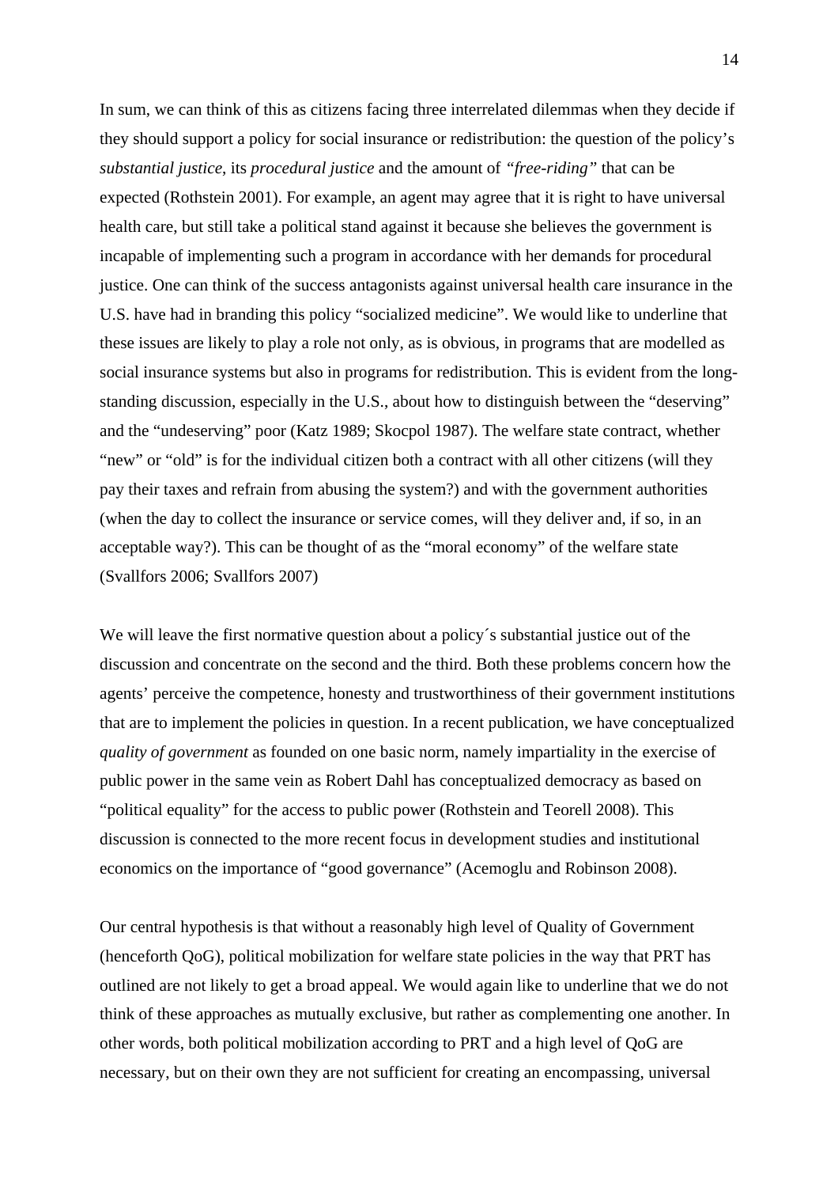In sum, we can think of this as citizens facing three interrelated dilemmas when they decide if they should support a policy for social insurance or redistribution: the question of the policy's *substantial justice*, its *procedural justice* and the amount of *"free-riding"* that can be expected (Rothstein 2001). For example, an agent may agree that it is right to have universal health care, but still take a political stand against it because she believes the government is incapable of implementing such a program in accordance with her demands for procedural justice. One can think of the success antagonists against universal health care insurance in the U.S. have had in branding this policy "socialized medicine". We would like to underline that these issues are likely to play a role not only, as is obvious, in programs that are modelled as social insurance systems but also in programs for redistribution. This is evident from the long-standing discussion, especially in the U.S., about how to distinguish between the "deserving" and the "undeserving" poor (Katz 1989; Skocpol 1987). The welfare state contract, whether "new" or "old" is for the individual citizen both a contract with all other citizens (will they pay their taxes and refrain from abusing the system?) and with the government authorities (when the day to collect the insurance or service comes, will they deliver and, if so, in an acceptable way?). This can be thought of as the "moral economy" of the welfare state (Svallfors 2006; Svallfors 2007)

We will leave the first normative question about a policy´s substantial justice out of the discussion and concentrate on the second and the third. Both these problems concern how the agents' perceive the competence, honesty and trustworthiness of their government institutions that are to implement the policies in question. In a recent publication, we have conceptualized *quality of government* as founded on one basic norm, namely impartiality in the exercise of public power in the same vein as Robert Dahl has conceptualized democracy as based on "political equality" for the access to public power (Rothstein and Teorell 2008). This discussion is connected to the more recent focus in development studies and institutional economics on the importance of "good governance" (Acemoglu and Robinson 2008).

Our central hypothesis is that without a reasonably high level of Quality of Government (henceforth QoG), political mobilization for welfare state policies in the way that PRT has outlined are not likely to get a broad appeal. We would again like to underline that we do not think of these approaches as mutually exclusive, but rather as complementing one another. In other words, both political mobilization according to PRT and a high level of QoG are necessary, but on their own they are not sufficient for creating an encompassing, universal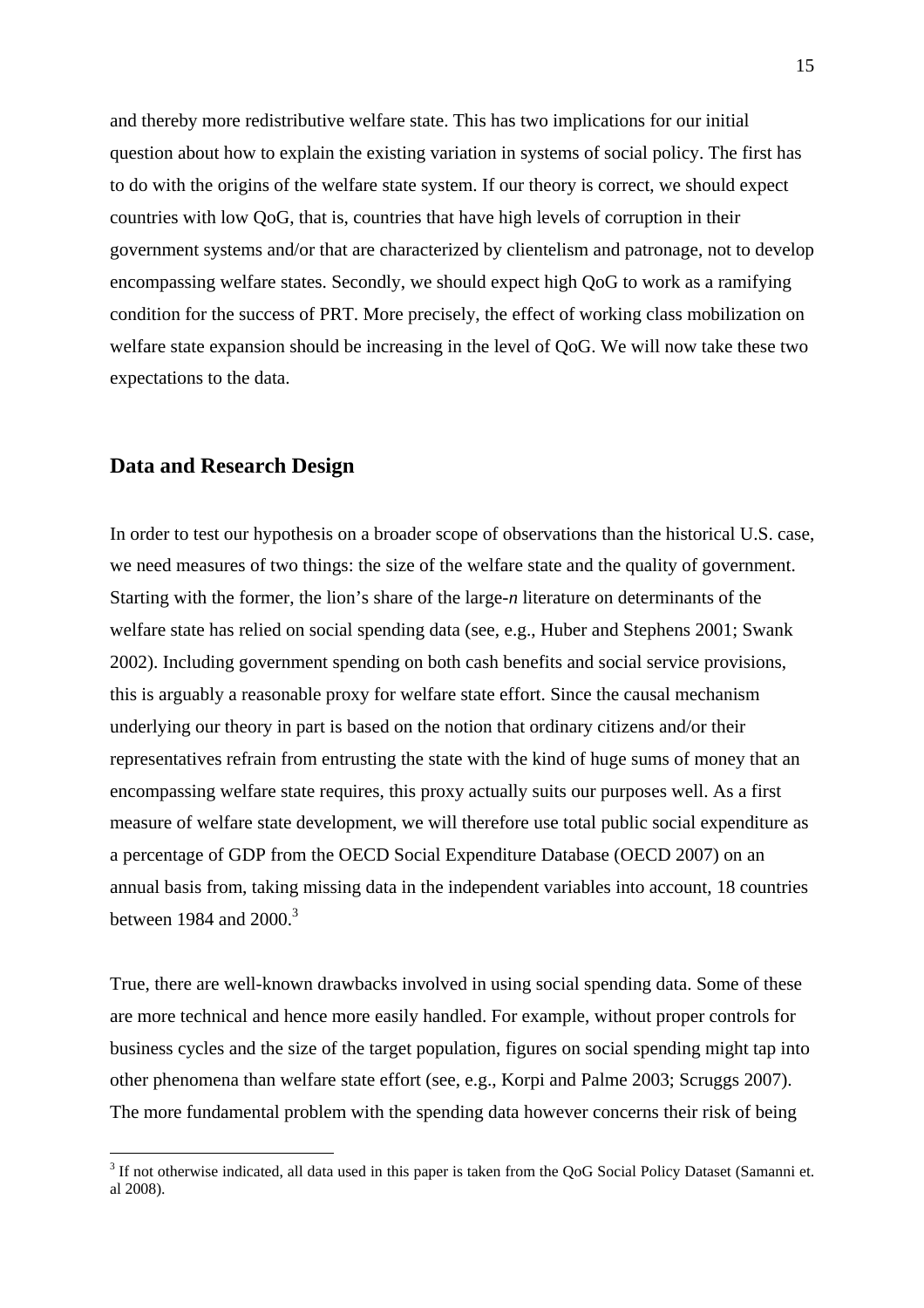and thereby more redistributive welfare state. This has two implications for our initial question about how to explain the existing variation in systems of social policy. The first has to do with the origins of the welfare state system. If our theory is correct, we should expect countries with low QoG, that is, countries that have high levels of corruption in their government systems and/or that are characterized by clientelism and patronage, not to develop encompassing welfare states. Secondly, we should expect high QoG to work as a ramifying condition for the success of PRT. More precisely, the effect of working class mobilization on welfare state expansion should be increasing in the level of QoG. We will now take these two expectations to the data.

## Data and Research Design

In order to test our hypothesis on a broader scope of observations than the historical U.S. case, we need measures of two things: the size of the welfare state and the quality of government. Starting with the former, the lion's share of the large-*n* literature on determinants of the welfare state has relied on social spending data (see, e.g., Huber and Stephens 2001; Swank 2002). Including government spending on both cash benefits and social service provisions, this is arguably a reasonable proxy for welfare state effort. Since the causal mechanism underlying our theory in part is based on the notion that ordinary citizens and/or their representatives refrain from entrusting the state with the kind of huge sums of money that an encompassing welfare state requires, this proxy actually suits our purposes well. As a first measure of welfare state development, we will therefore use total public social expenditure as a percentage of GDP from the OECD Social Expenditure Database (OECD 2007) on an annual basis from, taking missing data in the independent variables into account, 18 countries between 1984 and 2000.[3]

True, there are well-known drawbacks involved in using social spending data. Some of these are more technical and hence more easily handled. For example, without proper controls for business cycles and the size of the target population, figures on social spending might tap into other phenomena than welfare state effort (see, e.g., Korpi and Palme 2003; Scruggs 2007). The more fundamental problem with the spending data however concerns their risk of being

[3] If not otherwise indicated, all data used in this paper is taken from the QoG Social Policy Dataset (Samanni et. al 2008).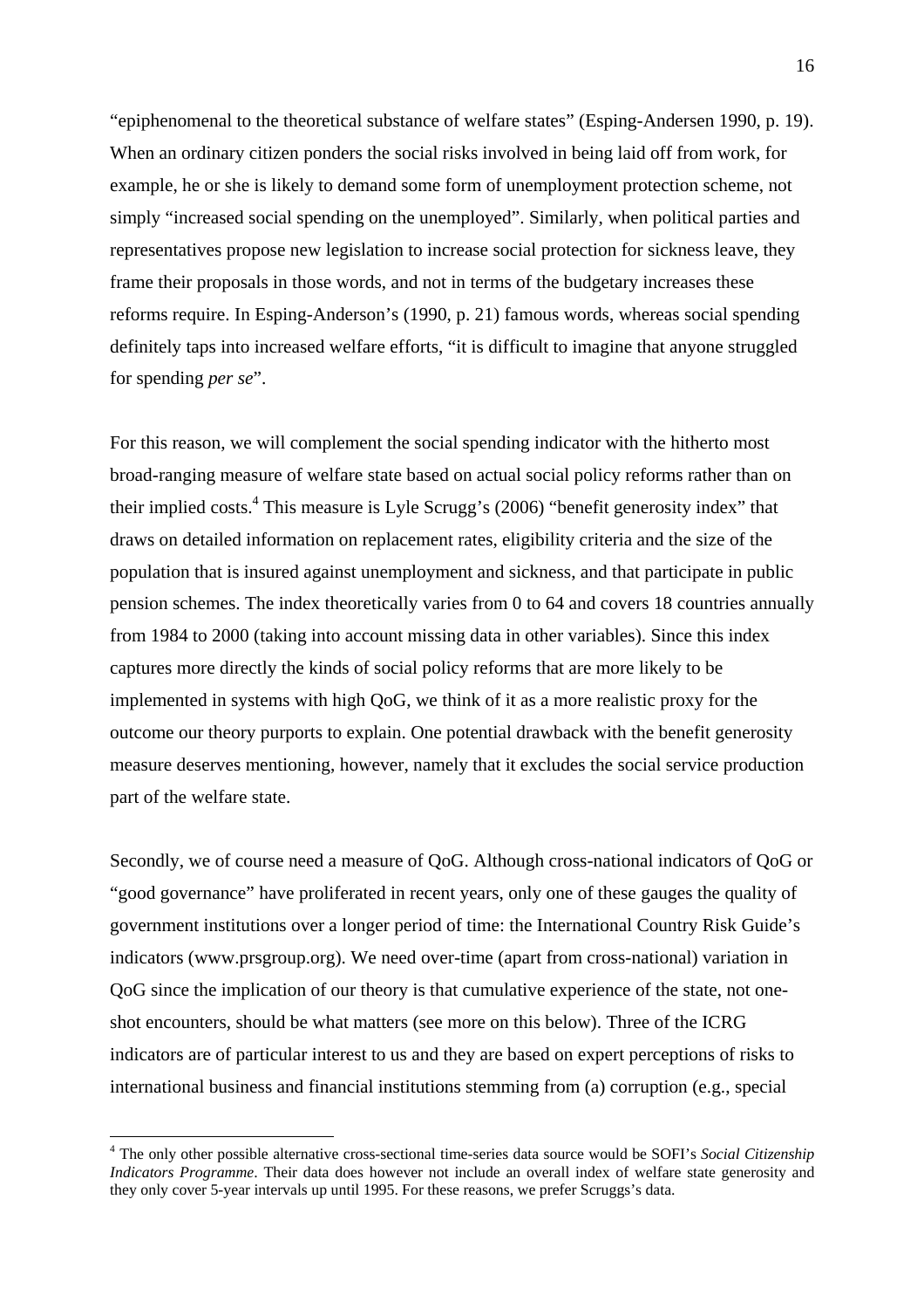"epiphenomenal to the theoretical substance of welfare states" (Esping-Andersen 1990, p. 19). When an ordinary citizen ponders the social risks involved in being laid off from work, for example, he or she is likely to demand some form of unemployment protection scheme, not simply "increased social spending on the unemployed". Similarly, when political parties and representatives propose new legislation to increase social protection for sickness leave, they frame their proposals in those words, and not in terms of the budgetary increases these reforms require. In Esping-Anderson's (1990, p. 21) famous words, whereas social spending definitely taps into increased welfare efforts, "it is difficult to imagine that anyone struggled for spending *per se*".

For this reason, we will complement the social spending indicator with the hitherto most broad-ranging measure of welfare state based on actual social policy reforms rather than on their implied costs.[4] This measure is Lyle Scrugg's (2006) "benefit generosity index" that draws on detailed information on replacement rates, eligibility criteria and the size of the population that is insured against unemployment and sickness, and that participate in public pension schemes. The index theoretically varies from 0 to 64 and covers 18 countries annually from 1984 to 2000 (taking into account missing data in other variables). Since this index captures more directly the kinds of social policy reforms that are more likely to be implemented in systems with high QoG, we think of it as a more realistic proxy for the outcome our theory purports to explain. One potential drawback with the benefit generosity measure deserves mentioning, however, namely that it excludes the social service production part of the welfare state.

Secondly, we of course need a measure of QoG. Although cross-national indicators of QoG or "good governance" have proliferated in recent years, only one of these gauges the quality of government institutions over a longer period of time: the International Country Risk Guide's indicators (www.prsgroup.org). We need over-time (apart from cross-national) variation in QoG since the implication of our theory is that cumulative experience of the state, not one-shot encounters, should be what matters (see more on this below). Three of the ICRG indicators are of particular interest to us and they are based on expert perceptions of risks to international business and financial institutions stemming from (a) corruption (e.g., special

---

[4] The only other possible alternative cross-sectional time-series data source would be SOFI's *Social Citizenship Indicators Programme*. Their data does however not include an overall index of welfare state generosity and they only cover 5-year intervals up until 1995. For these reasons, we prefer Scruggs's data.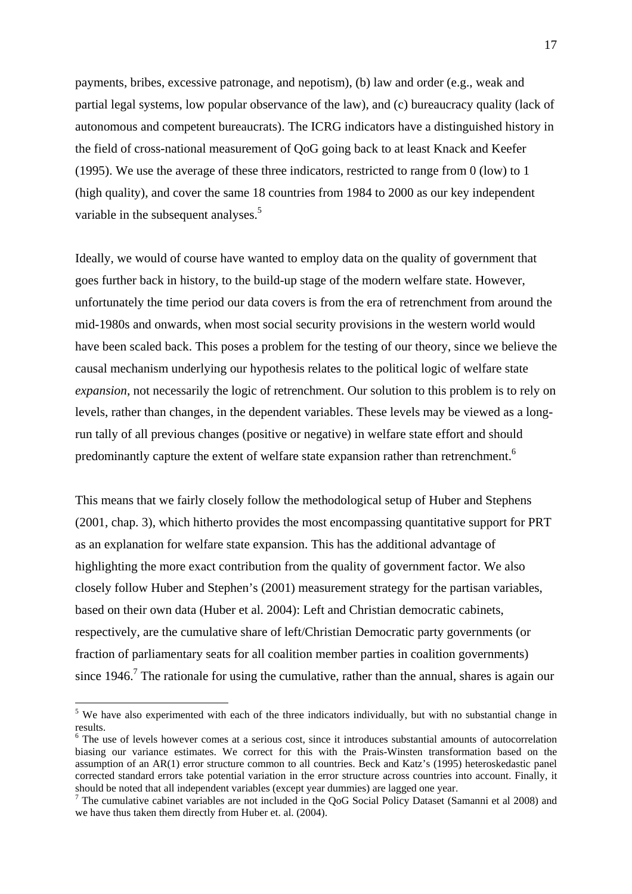payments, bribes, excessive patronage, and nepotism), (b) law and order (e.g., weak and partial legal systems, low popular observance of the law), and (c) bureaucracy quality (lack of autonomous and competent bureaucrats). The ICRG indicators have a distinguished history in the field of cross-national measurement of QoG going back to at least Knack and Keefer (1995). We use the average of these three indicators, restricted to range from 0 (low) to 1 (high quality), and cover the same 18 countries from 1984 to 2000 as our key independent variable in the subsequent analyses.[5]

Ideally, we would of course have wanted to employ data on the quality of government that goes further back in history, to the build-up stage of the modern welfare state. However, unfortunately the time period our data covers is from the era of retrenchment from around the mid-1980s and onwards, when most social security provisions in the western world would have been scaled back. This poses a problem for the testing of our theory, since we believe the causal mechanism underlying our hypothesis relates to the political logic of welfare state *expansion*, not necessarily the logic of retrenchment. Our solution to this problem is to rely on levels, rather than changes, in the dependent variables. These levels may be viewed as a long-run tally of all previous changes (positive or negative) in welfare state effort and should predominantly capture the extent of welfare state expansion rather than retrenchment.[6]

This means that we fairly closely follow the methodological setup of Huber and Stephens (2001, chap. 3), which hitherto provides the most encompassing quantitative support for PRT as an explanation for welfare state expansion. This has the additional advantage of highlighting the more exact contribution from the quality of government factor. We also closely follow Huber and Stephen's (2001) measurement strategy for the partisan variables, based on their own data (Huber et al. 2004): Left and Christian democratic cabinets, respectively, are the cumulative share of left/Christian Democratic party governments (or fraction of parliamentary seats for all coalition member parties in coalition governments) since 1946.[7] The rationale for using the cumulative, rather than the annual, shares is again our

[5] We have also experimented with each of the three indicators individually, but with no substantial change in results.

[6] The use of levels however comes at a serious cost, since it introduces substantial amounts of autocorrelation biasing our variance estimates. We correct for this with the Prais-Winsten transformation based on the assumption of an AR(1) error structure common to all countries. Beck and Katz's (1995) heteroskedastic panel corrected standard errors take potential variation in the error structure across countries into account. Finally, it should be noted that all independent variables (except year dummies) are lagged one year.

[7] The cumulative cabinet variables are not included in the QoG Social Policy Dataset (Samanni et al 2008) and we have thus taken them directly from Huber et. al. (2004).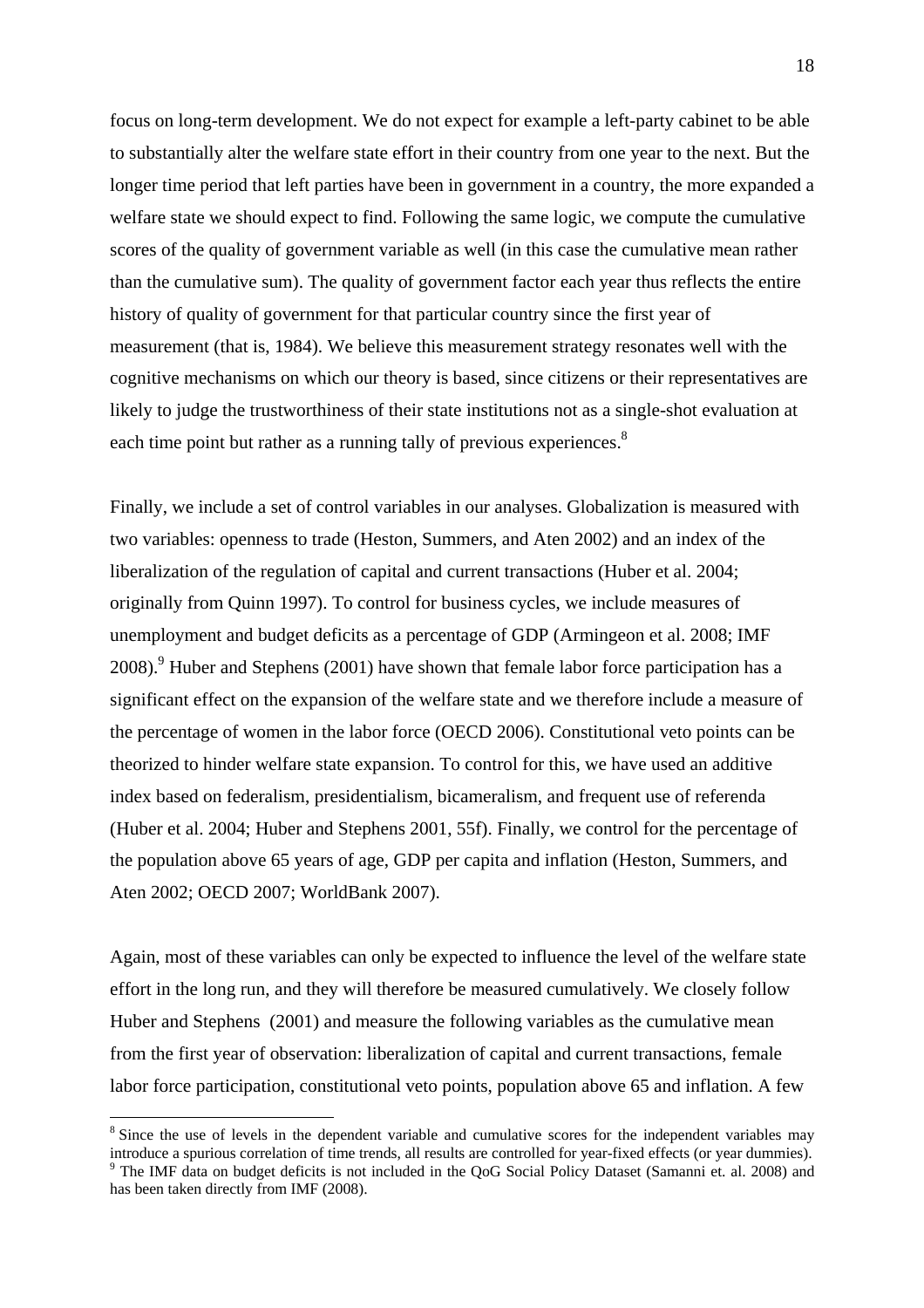focus on long-term development. We do not expect for example a left-party cabinet to be able to substantially alter the welfare state effort in their country from one year to the next. But the longer time period that left parties have been in government in a country, the more expanded a welfare state we should expect to find. Following the same logic, we compute the cumulative scores of the quality of government variable as well (in this case the cumulative mean rather than the cumulative sum). The quality of government factor each year thus reflects the entire history of quality of government for that particular country since the first year of measurement (that is, 1984). We believe this measurement strategy resonates well with the cognitive mechanisms on which our theory is based, since citizens or their representatives are likely to judge the trustworthiness of their state institutions not as a single-shot evaluation at each time point but rather as a running tally of previous experiences.[8]

Finally, we include a set of control variables in our analyses. Globalization is measured with two variables: openness to trade (Heston, Summers, and Aten 2002) and an index of the liberalization of the regulation of capital and current transactions (Huber et al. 2004; originally from Quinn 1997). To control for business cycles, we include measures of unemployment and budget deficits as a percentage of GDP (Armingeon et al. 2008; IMF 2008).[9] Huber and Stephens (2001) have shown that female labor force participation has a significant effect on the expansion of the welfare state and we therefore include a measure of the percentage of women in the labor force (OECD 2006). Constitutional veto points can be theorized to hinder welfare state expansion. To control for this, we have used an additive index based on federalism, presidentialism, bicameralism, and frequent use of referenda (Huber et al. 2004; Huber and Stephens 2001, 55f). Finally, we control for the percentage of the population above 65 years of age, GDP per capita and inflation (Heston, Summers, and Aten 2002; OECD 2007; WorldBank 2007).

Again, most of these variables can only be expected to influence the level of the welfare state effort in the long run, and they will therefore be measured cumulatively. We closely follow Huber and Stephens (2001) and measure the following variables as the cumulative mean from the first year of observation: liberalization of capital and current transactions, female labor force participation, constitutional veto points, population above 65 and inflation. A few

---

[8] Since the use of levels in the dependent variable and cumulative scores for the independent variables may introduce a spurious correlation of time trends, all results are controlled for year-fixed effects (or year dummies).

[9] The IMF data on budget deficits is not included in the QoG Social Policy Dataset (Samanni et. al. 2008) and has been taken directly from IMF (2008).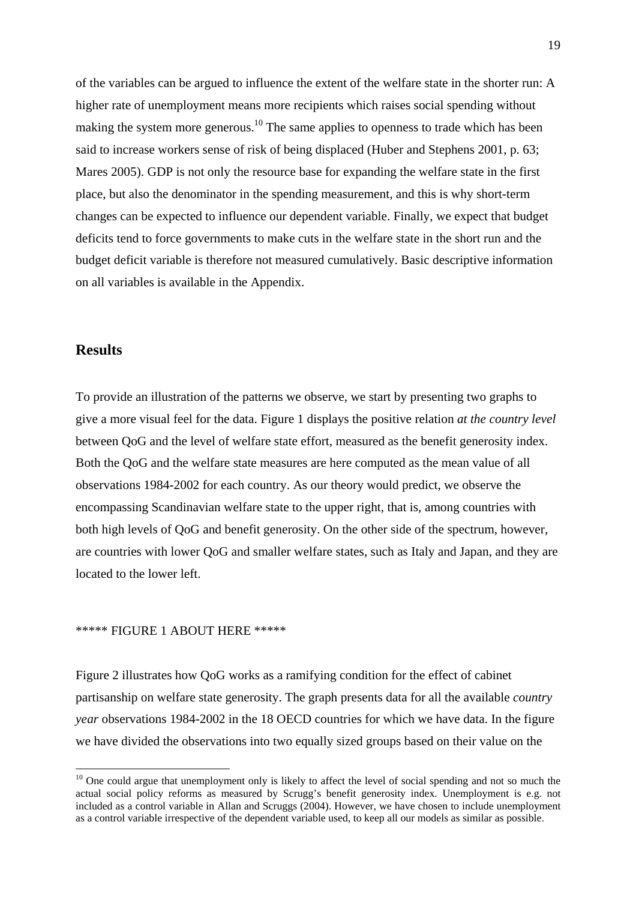of the variables can be argued to influence the extent of the welfare state in the shorter run: A higher rate of unemployment means more recipients which raises social spending without making the system more generous.[10] The same applies to openness to trade which has been said to increase workers sense of risk of being displaced (Huber and Stephens 2001, p. 63; Mares 2005). GDP is not only the resource base for expanding the welfare state in the first place, but also the denominator in the spending measurement, and this is why short-term changes can be expected to influence our dependent variable. Finally, we expect that budget deficits tend to force governments to make cuts in the welfare state in the short run and the budget deficit variable is therefore not measured cumulatively. Basic descriptive information on all variables is available in the Appendix.

## Results

To provide an illustration of the patterns we observe, we start by presenting two graphs to give a more visual feel for the data. Figure 1 displays the positive relation *at the country level* between QoG and the level of welfare state effort, measured as the benefit generosity index. Both the QoG and the welfare state measures are here computed as the mean value of all observations 1984-2002 for each country. As our theory would predict, we observe the encompassing Scandinavian welfare state to the upper right, that is, among countries with both high levels of QoG and benefit generosity. On the other side of the spectrum, however, are countries with lower QoG and smaller welfare states, such as Italy and Japan, and they are located to the lower left.

***** FIGURE 1 ABOUT HERE *****

Figure 2 illustrates how QoG works as a ramifying condition for the effect of cabinet partisanship on welfare state generosity. The graph presents data for all the available *country year* observations 1984-2002 in the 18 OECD countries for which we have data. In the figure we have divided the observations into two equally sized groups based on their value on the

[10] One could argue that unemployment only is likely to affect the level of social spending and not so much the actual social policy reforms as measured by Scrugg's benefit generosity index. Unemployment is e.g. not included as a control variable in Allan and Scruggs (2004). However, we have chosen to include unemployment as a control variable irrespective of the dependent variable used, to keep all our models as similar as possible.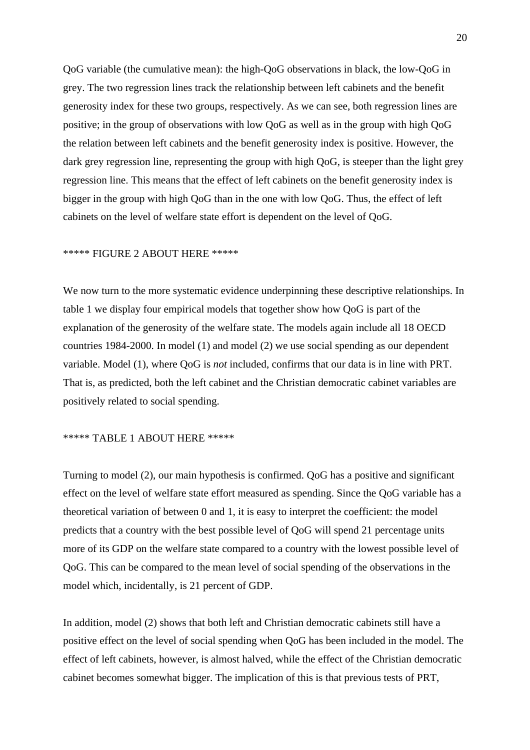QoG variable (the cumulative mean): the high-QoG observations in black, the low-QoG in grey. The two regression lines track the relationship between left cabinets and the benefit generosity index for these two groups, respectively. As we can see, both regression lines are positive; in the group of observations with low QoG as well as in the group with high QoG the relation between left cabinets and the benefit generosity index is positive. However, the dark grey regression line, representing the group with high QoG, is steeper than the light grey regression line. This means that the effect of left cabinets on the benefit generosity index is bigger in the group with high QoG than in the one with low QoG. Thus, the effect of left cabinets on the level of welfare state effort is dependent on the level of QoG.

***** FIGURE 2 ABOUT HERE *****

We now turn to the more systematic evidence underpinning these descriptive relationships. In table 1 we display four empirical models that together show how QoG is part of the explanation of the generosity of the welfare state. The models again include all 18 OECD countries 1984-2000. In model (1) and model (2) we use social spending as our dependent variable. Model (1), where QoG is *not* included, confirms that our data is in line with PRT. That is, as predicted, both the left cabinet and the Christian democratic cabinet variables are positively related to social spending.

***** TABLE 1 ABOUT HERE *****

Turning to model (2), our main hypothesis is confirmed. QoG has a positive and significant effect on the level of welfare state effort measured as spending. Since the QoG variable has a theoretical variation of between 0 and 1, it is easy to interpret the coefficient: the model predicts that a country with the best possible level of QoG will spend 21 percentage units more of its GDP on the welfare state compared to a country with the lowest possible level of QoG. This can be compared to the mean level of social spending of the observations in the model which, incidentally, is 21 percent of GDP.

In addition, model (2) shows that both left and Christian democratic cabinets still have a positive effect on the level of social spending when QoG has been included in the model. The effect of left cabinets, however, is almost halved, while the effect of the Christian democratic cabinet becomes somewhat bigger. The implication of this is that previous tests of PRT,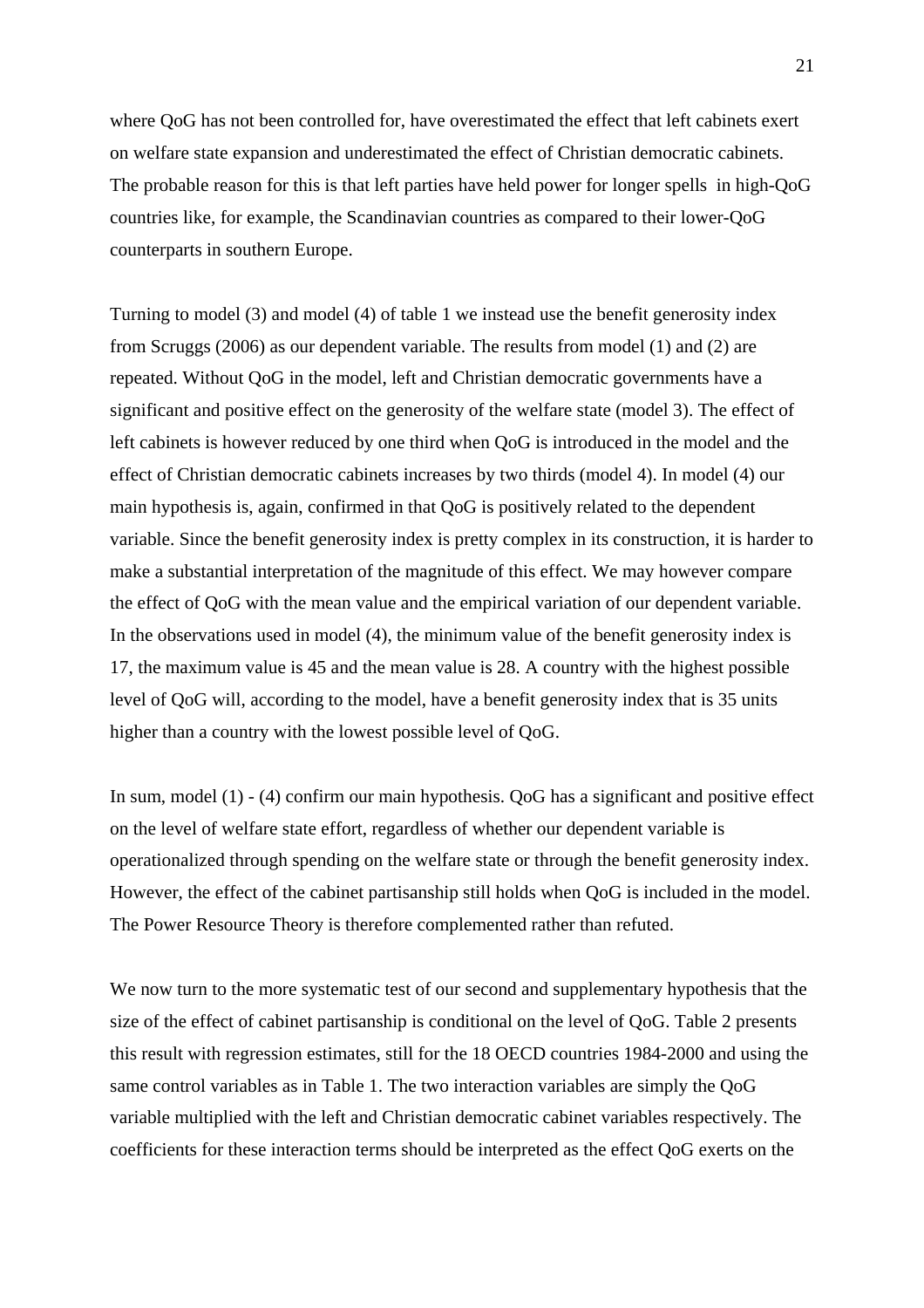where QoG has not been controlled for, have overestimated the effect that left cabinets exert on welfare state expansion and underestimated the effect of Christian democratic cabinets. The probable reason for this is that left parties have held power for longer spells in high-QoG countries like, for example, the Scandinavian countries as compared to their lower-QoG counterparts in southern Europe.

Turning to model (3) and model (4) of table 1 we instead use the benefit generosity index from Scruggs (2006) as our dependent variable. The results from model (1) and (2) are repeated. Without QoG in the model, left and Christian democratic governments have a significant and positive effect on the generosity of the welfare state (model 3). The effect of left cabinets is however reduced by one third when QoG is introduced in the model and the effect of Christian democratic cabinets increases by two thirds (model 4). In model (4) our main hypothesis is, again, confirmed in that QoG is positively related to the dependent variable. Since the benefit generosity index is pretty complex in its construction, it is harder to make a substantial interpretation of the magnitude of this effect. We may however compare the effect of QoG with the mean value and the empirical variation of our dependent variable. In the observations used in model (4), the minimum value of the benefit generosity index is 17, the maximum value is 45 and the mean value is 28. A country with the highest possible level of QoG will, according to the model, have a benefit generosity index that is 35 units higher than a country with the lowest possible level of QoG.

In sum, model (1) - (4) confirm our main hypothesis. QoG has a significant and positive effect on the level of welfare state effort, regardless of whether our dependent variable is operationalized through spending on the welfare state or through the benefit generosity index. However, the effect of the cabinet partisanship still holds when QoG is included in the model. The Power Resource Theory is therefore complemented rather than refuted.

We now turn to the more systematic test of our second and supplementary hypothesis that the size of the effect of cabinet partisanship is conditional on the level of QoG. Table 2 presents this result with regression estimates, still for the 18 OECD countries 1984-2000 and using the same control variables as in Table 1. The two interaction variables are simply the QoG variable multiplied with the left and Christian democratic cabinet variables respectively. The coefficients for these interaction terms should be interpreted as the effect QoG exerts on the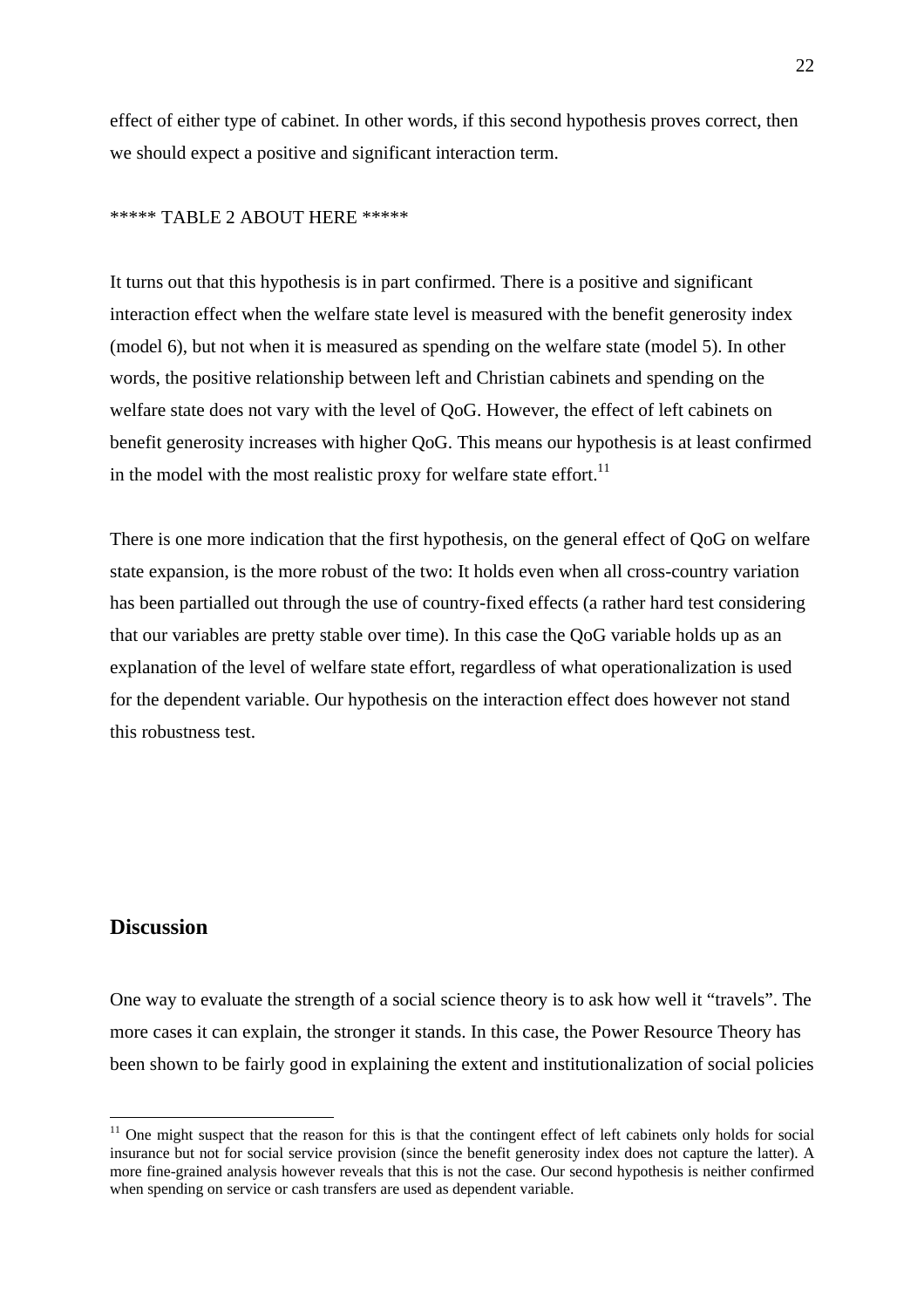effect of either type of cabinet. In other words, if this second hypothesis proves correct, then we should expect a positive and significant interaction term.

***** TABLE 2 ABOUT HERE *****

It turns out that this hypothesis is in part confirmed. There is a positive and significant interaction effect when the welfare state level is measured with the benefit generosity index (model 6), but not when it is measured as spending on the welfare state (model 5). In other words, the positive relationship between left and Christian cabinets and spending on the welfare state does not vary with the level of QoG. However, the effect of left cabinets on benefit generosity increases with higher QoG. This means our hypothesis is at least confirmed in the model with the most realistic proxy for welfare state effort.[11]

There is one more indication that the first hypothesis, on the general effect of QoG on welfare state expansion, is the more robust of the two: It holds even when all cross-country variation has been partialled out through the use of country-fixed effects (a rather hard test considering that our variables are pretty stable over time). In this case the QoG variable holds up as an explanation of the level of welfare state effort, regardless of what operationalization is used for the dependent variable. Our hypothesis on the interaction effect does however not stand this robustness test.

## Discussion

One way to evaluate the strength of a social science theory is to ask how well it "travels". The more cases it can explain, the stronger it stands. In this case, the Power Resource Theory has been shown to be fairly good in explaining the extent and institutionalization of social policies

---

[11] One might suspect that the reason for this is that the contingent effect of left cabinets only holds for social insurance but not for social service provision (since the benefit generosity index does not capture the latter). A more fine-grained analysis however reveals that this is not the case. Our second hypothesis is neither confirmed when spending on service or cash transfers are used as dependent variable.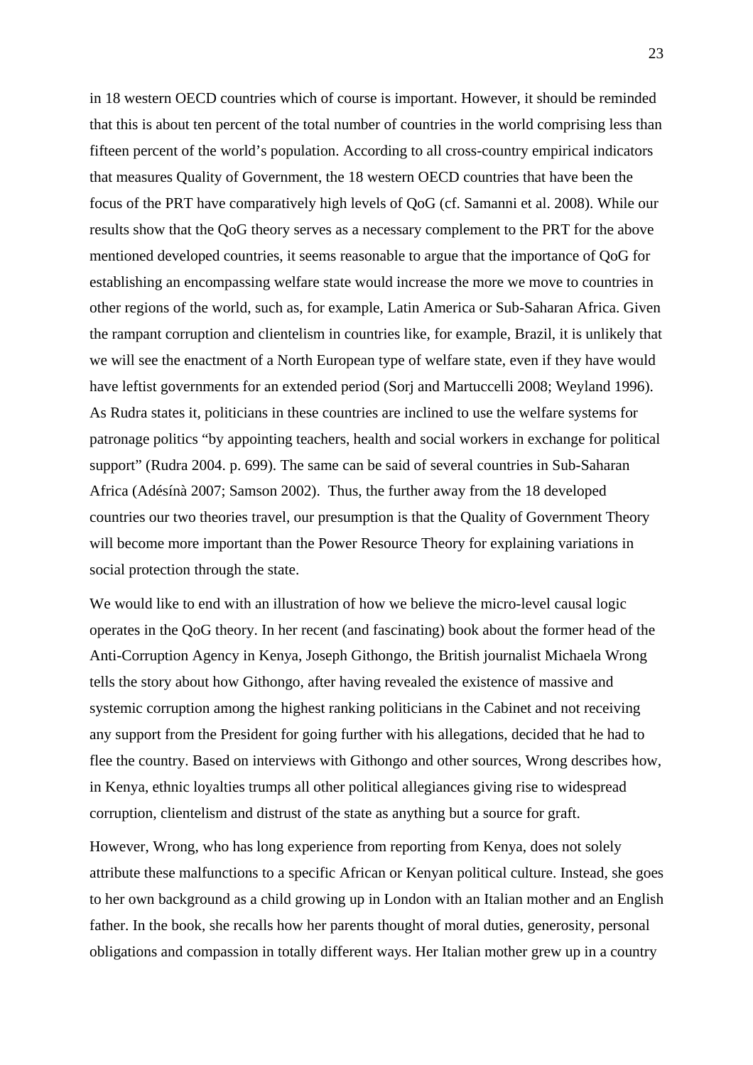in 18 western OECD countries which of course is important. However, it should be reminded that this is about ten percent of the total number of countries in the world comprising less than fifteen percent of the world's population. According to all cross-country empirical indicators that measures Quality of Government, the 18 western OECD countries that have been the focus of the PRT have comparatively high levels of QoG (cf. Samanni et al. 2008). While our results show that the QoG theory serves as a necessary complement to the PRT for the above mentioned developed countries, it seems reasonable to argue that the importance of QoG for establishing an encompassing welfare state would increase the more we move to countries in other regions of the world, such as, for example, Latin America or Sub-Saharan Africa. Given the rampant corruption and clientelism in countries like, for example, Brazil, it is unlikely that we will see the enactment of a North European type of welfare state, even if they have would have leftist governments for an extended period (Sorj and Martuccelli 2008; Weyland 1996). As Rudra states it, politicians in these countries are inclined to use the welfare systems for patronage politics "by appointing teachers, health and social workers in exchange for political support" (Rudra 2004. p. 699). The same can be said of several countries in Sub-Saharan Africa (Adésínà 2007; Samson 2002). Thus, the further away from the 18 developed countries our two theories travel, our presumption is that the Quality of Government Theory will become more important than the Power Resource Theory for explaining variations in social protection through the state.

We would like to end with an illustration of how we believe the micro-level causal logic operates in the QoG theory. In her recent (and fascinating) book about the former head of the Anti-Corruption Agency in Kenya, Joseph Githongo, the British journalist Michaela Wrong tells the story about how Githongo, after having revealed the existence of massive and systemic corruption among the highest ranking politicians in the Cabinet and not receiving any support from the President for going further with his allegations, decided that he had to flee the country. Based on interviews with Githongo and other sources, Wrong describes how, in Kenya, ethnic loyalties trumps all other political allegiances giving rise to widespread corruption, clientelism and distrust of the state as anything but a source for graft.

However, Wrong, who has long experience from reporting from Kenya, does not solely attribute these malfunctions to a specific African or Kenyan political culture. Instead, she goes to her own background as a child growing up in London with an Italian mother and an English father. In the book, she recalls how her parents thought of moral duties, generosity, personal obligations and compassion in totally different ways. Her Italian mother grew up in a country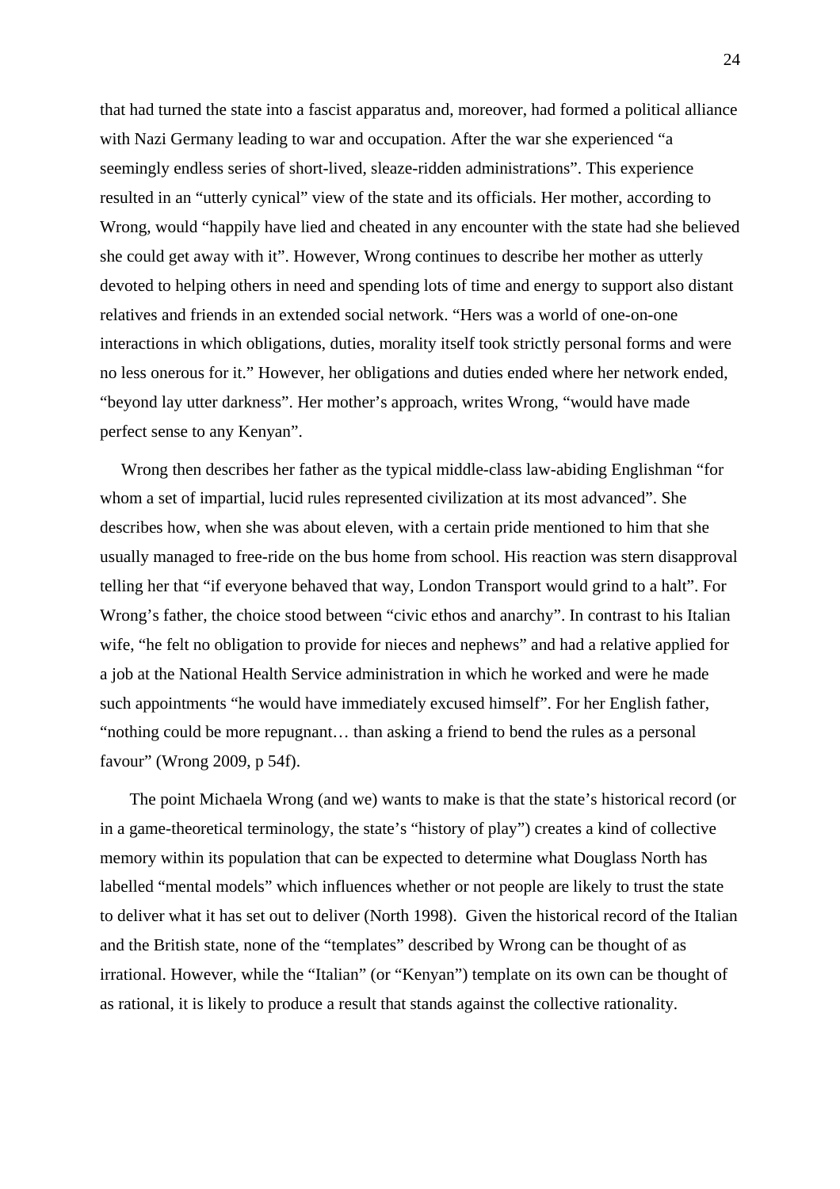that had turned the state into a fascist apparatus and, moreover, had formed a political alliance with Nazi Germany leading to war and occupation. After the war she experienced "a seemingly endless series of short-lived, sleaze-ridden administrations". This experience resulted in an "utterly cynical" view of the state and its officials. Her mother, according to Wrong, would "happily have lied and cheated in any encounter with the state had she believed she could get away with it". However, Wrong continues to describe her mother as utterly devoted to helping others in need and spending lots of time and energy to support also distant relatives and friends in an extended social network. "Hers was a world of one-on-one interactions in which obligations, duties, morality itself took strictly personal forms and were no less onerous for it." However, her obligations and duties ended where her network ended, "beyond lay utter darkness". Her mother's approach, writes Wrong, "would have made perfect sense to any Kenyan".

Wrong then describes her father as the typical middle-class law-abiding Englishman "for whom a set of impartial, lucid rules represented civilization at its most advanced". She describes how, when she was about eleven, with a certain pride mentioned to him that she usually managed to free-ride on the bus home from school. His reaction was stern disapproval telling her that "if everyone behaved that way, London Transport would grind to a halt". For Wrong's father, the choice stood between "civic ethos and anarchy". In contrast to his Italian wife, "he felt no obligation to provide for nieces and nephews" and had a relative applied for a job at the National Health Service administration in which he worked and were he made such appointments "he would have immediately excused himself". For her English father, "nothing could be more repugnant… than asking a friend to bend the rules as a personal favour" (Wrong 2009, p 54f).

The point Michaela Wrong (and we) wants to make is that the state's historical record (or in a game-theoretical terminology, the state's "history of play") creates a kind of collective memory within its population that can be expected to determine what Douglass North has labelled "mental models" which influences whether or not people are likely to trust the state to deliver what it has set out to deliver (North 1998). Given the historical record of the Italian and the British state, none of the "templates" described by Wrong can be thought of as irrational. However, while the "Italian" (or "Kenyan") template on its own can be thought of as rational, it is likely to produce a result that stands against the collective rationality.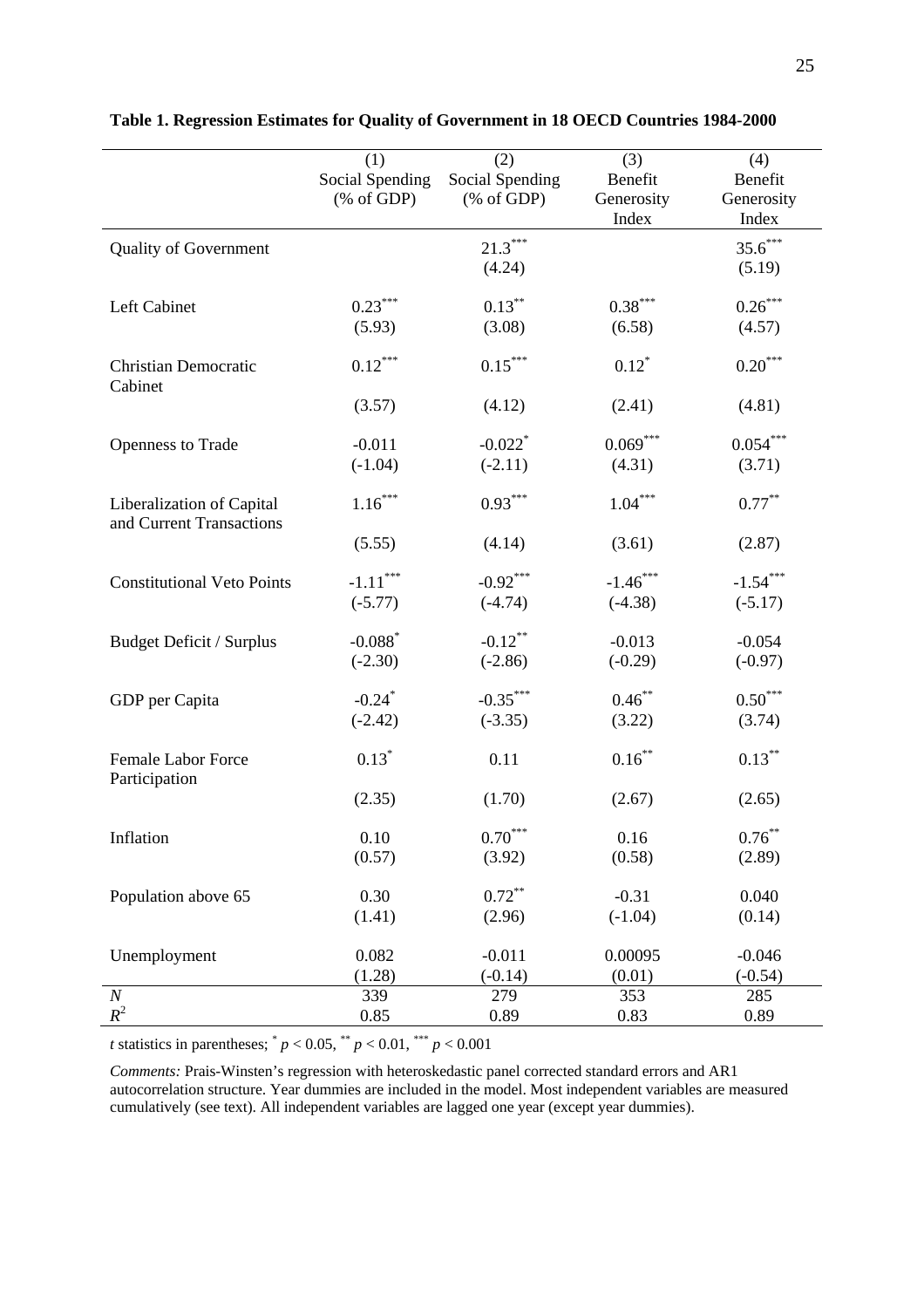**Table 1. Regression Estimates for Quality of Government in 18 OECD Countries 1984-2000**

| | (1) Social Spending (% of GDP) | (2) Social Spending (% of GDP) | (3) Benefit Generosity Index | (4) Benefit Generosity Index |
|---|---|---|---|---|
| Quality of Government | | $21.3^{***}$ | | $35.6^{***}$ |
| | | (4.24) | | (5.19) |
| Left Cabinet | $0.23^{***}$ | $0.13^{**}$ | $0.38^{***}$ | $0.26^{***}$ |
| | (5.93) | (3.08) | (6.58) | (4.57) |
| Christian Democratic Cabinet | $0.12^{***}$ | $0.15^{***}$ | $0.12^{*}$ | $0.20^{***}$ |
| | (3.57) | (4.12) | (2.41) | (4.81) |
| Openness to Trade | -0.011 | $-0.022^{*}$ | $0.069^{***}$ | $0.054^{***}$ |
| | (-1.04) | (-2.11) | (4.31) | (3.71) |
| Liberalization of Capital and Current Transactions | $1.16^{***}$ | $0.93^{***}$ | $1.04^{***}$ | $0.77^{**}$ |
| | (5.55) | (4.14) | (3.61) | (2.87) |
| Constitutional Veto Points | $-1.11^{***}$ | $-0.92^{***}$ | $-1.46^{***}$ | $-1.54^{***}$ |
| | (-5.77) | (-4.74) | (-4.38) | (-5.17) |
| Budget Deficit / Surplus | $-0.088^{*}$ | $-0.12^{**}$ | -0.013 | -0.054 |
| | (-2.30) | (-2.86) | (-0.29) | (-0.97) |
| GDP per Capita | $-0.24^{*}$ | $-0.35^{***}$ | $0.46^{**}$ | $0.50^{***}$ |
| | (-2.42) | (-3.35) | (3.22) | (3.74) |
| Female Labor Force Participation | $0.13^{*}$ | 0.11 | $0.16^{**}$ | $0.13^{**}$ |
| | (2.35) | (1.70) | (2.67) | (2.65) |
| Inflation | 0.10 | $0.70^{***}$ | 0.16 | $0.76^{**}$ |
| | (0.57) | (3.92) | (0.58) | (2.89) |
| Population above 65 | 0.30 | $0.72^{**}$ | -0.31 | 0.040 |
| | (1.41) | (2.96) | (-1.04) | (0.14) |
| Unemployment | 0.082 | -0.011 | 0.00095 | -0.046 |
| | (1.28) | (-0.14) | (0.01) | (-0.54) |
| $N$ | 339 | 279 | 353 | 285 |
| $R^2$ | 0.85 | 0.89 | 0.83 | 0.89 |

*t* statistics in parentheses; $^{*}$ $p < 0.05$, $^{**}$ $p < 0.01$, $^{***}$ $p < 0.001$

*Comments:* Prais-Winsten's regression with heteroskedastic panel corrected standard errors and AR1 autocorrelation structure. Year dummies are included in the model. Most independent variables are measured cumulatively (see text). All independent variables are lagged one year (except year dummies).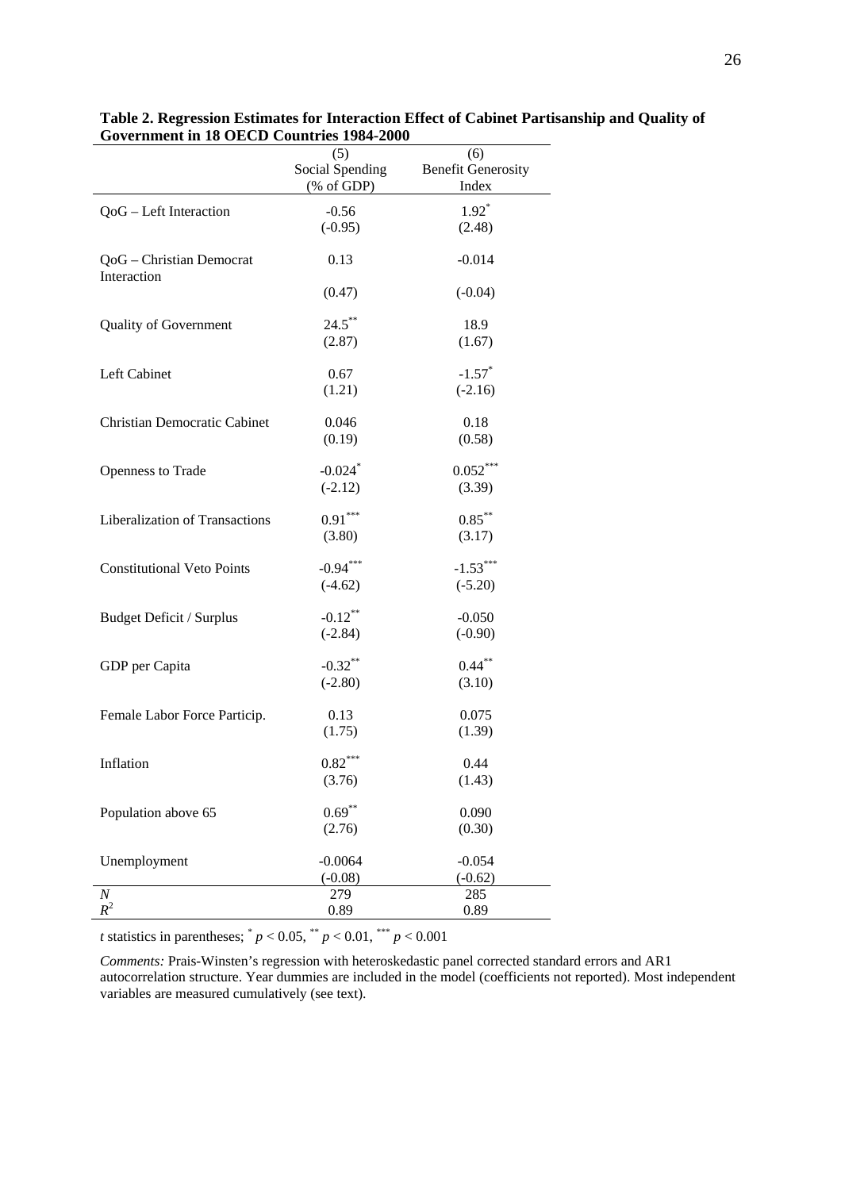**Table 2. Regression Estimates for Interaction Effect of Cabinet Partisanship and Quality of Government in 18 OECD Countries 1984-2000**

| | (5) Social Spending (% of GDP) | (6) Benefit Generosity Index |
|---|---|---|
| QoG – Left Interaction | -0.56 | $1.92^{*}$ |
| | (-0.95) | (2.48) |
| QoG – Christian Democrat Interaction | 0.13 | -0.014 |
| | (0.47) | (-0.04) |
| Quality of Government | $24.5^{**}$ | 18.9 |
| | (2.87) | (1.67) |
| Left Cabinet | 0.67 | $-1.57^{*}$ |
| | (1.21) | (-2.16) |
| Christian Democratic Cabinet | 0.046 | 0.18 |
| | (0.19) | (0.58) |
| Openness to Trade | $-0.024^{*}$ | $0.052^{***}$ |
| | (-2.12) | (3.39) |
| Liberalization of Transactions | $0.91^{***}$ | $0.85^{**}$ |
| | (3.80) | (3.17) |
| Constitutional Veto Points | $-0.94^{***}$ | $-1.53^{***}$ |
| | (-4.62) | (-5.20) |
| Budget Deficit / Surplus | $-0.12^{**}$ | -0.050 |
| | (-2.84) | (-0.90) |
| GDP per Capita | $-0.32^{**}$ | $0.44^{**}$ |
| | (-2.80) | (3.10) |
| Female Labor Force Particip. | 0.13 | 0.075 |
| | (1.75) | (1.39) |
| Inflation | $0.82^{***}$ | 0.44 |
| | (3.76) | (1.43) |
| Population above 65 | $0.69^{**}$ | 0.090 |
| | (2.76) | (0.30) |
| Unemployment | -0.0064 | -0.054 |
| | (-0.08) | (-0.62) |
| $N$ | 279 | 285 |
| $R^2$ | 0.89 | 0.89 |

*t* statistics in parentheses; $^{*}$ $p < 0.05$, $^{**}$ $p < 0.01$, $^{***}$ $p < 0.001$

*Comments:* Prais-Winsten's regression with heteroskedastic panel corrected standard errors and AR1 autocorrelation structure. Year dummies are included in the model (coefficients not reported). Most independent variables are measured cumulatively (see text).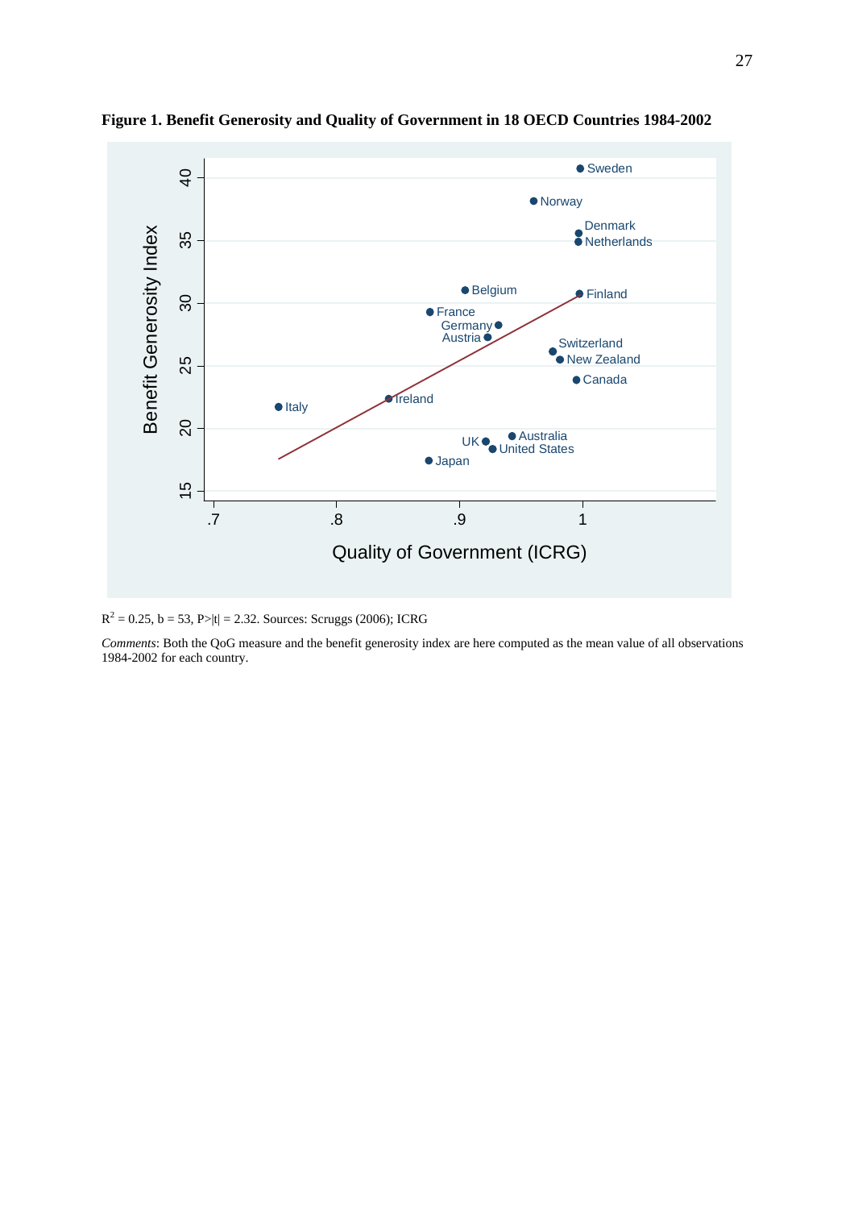**Figure 1. Benefit Generosity and Quality of Government in 18 OECD Countries 1984-2002**

$R^2$ = 0.25, b = 53, P>|t| = 2.32. Sources: Scruggs (2006); ICRG

*Comments*: Both the QoG measure and the benefit generosity index are here computed as the mean value of all observations 1984-2002 for each country.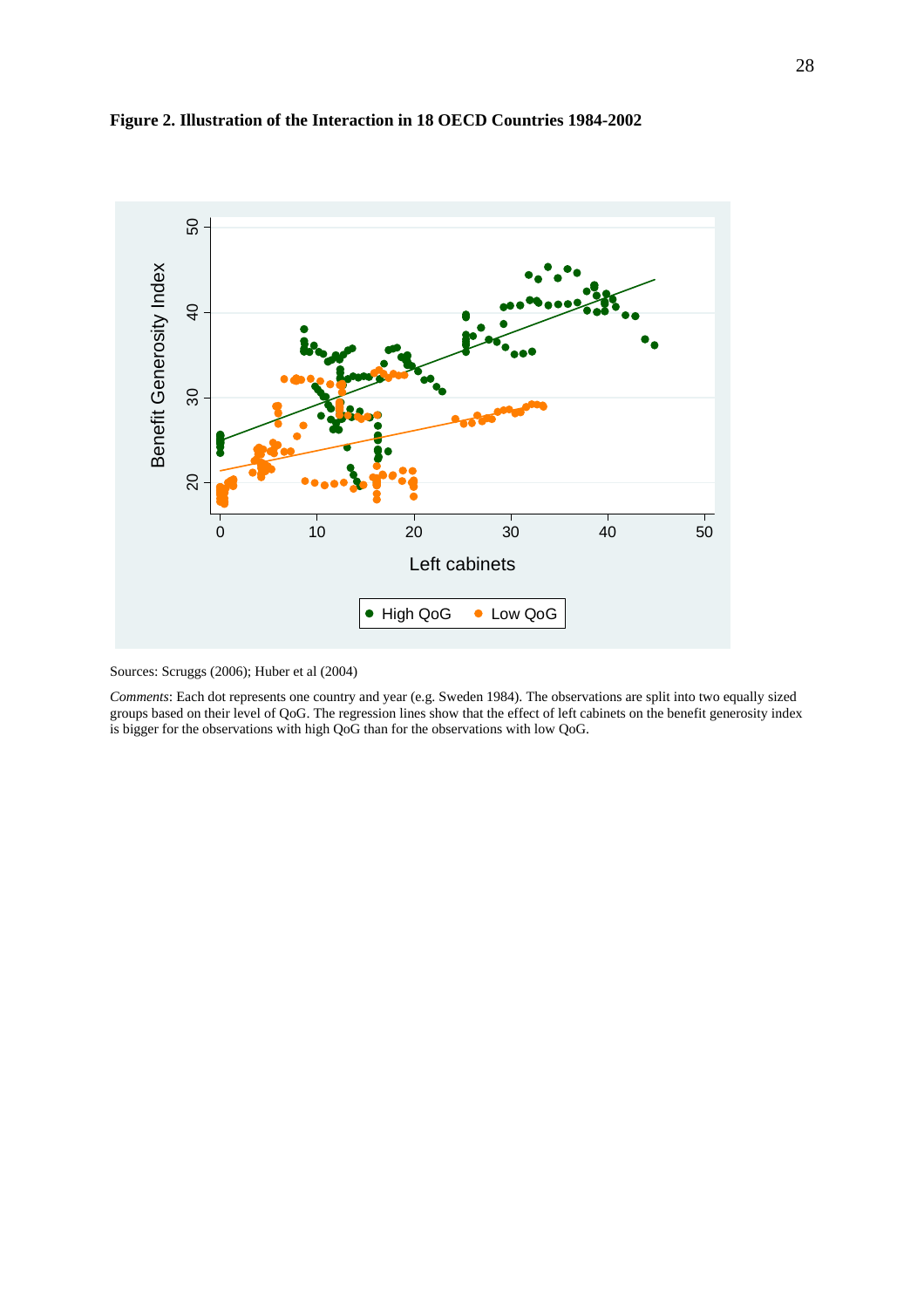**Figure 2. Illustration of the Interaction in 18 OECD Countries 1984-2002**

Sources: Scruggs (2006); Huber et al (2004)

*Comments*: Each dot represents one country and year (e.g. Sweden 1984). The observations are split into two equally sized groups based on their level of QoG. The regression lines show that the effect of left cabinets on the benefit generosity index is bigger for the observations with high QoG than for the observations with low QoG.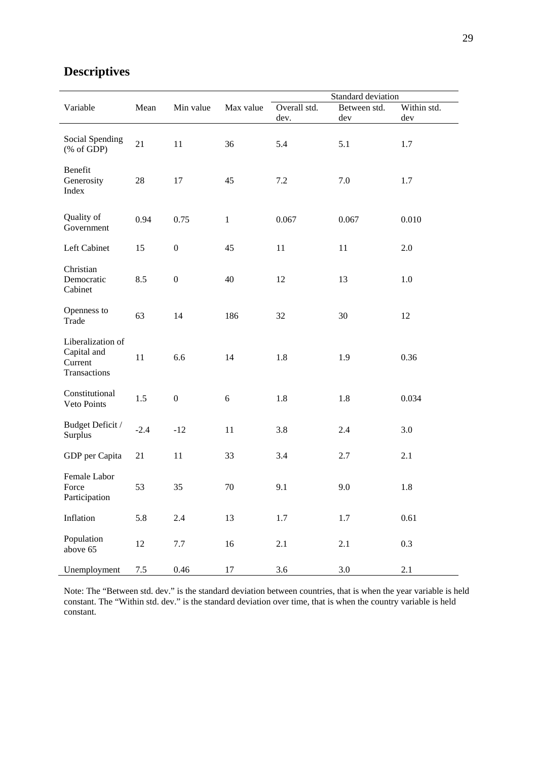## Descriptives

| Variable | Mean | Min value | Max value | Standard deviation | | |
|---|---|---|---|---|---|---|
| | | | | Overall std. dev. | Between std. dev | Within std. dev |
| Social Spending (% of GDP) | 21 | 11 | 36 | 5.4 | 5.1 | 1.7 |
| Benefit Generosity Index | 28 | 17 | 45 | 7.2 | 7.0 | 1.7 |
| Quality of Government | 0.94 | 0.75 | 1 | 0.067 | 0.067 | 0.010 |
| Left Cabinet | 15 | 0 | 45 | 11 | 11 | 2.0 |
| Christian Democratic Cabinet | 8.5 | 0 | 40 | 12 | 13 | 1.0 |
| Openness to Trade | 63 | 14 | 186 | 32 | 30 | 12 |
| Liberalization of Capital and Current Transactions | 11 | 6.6 | 14 | 1.8 | 1.9 | 0.36 |
| Constitutional Veto Points | 1.5 | 0 | 6 | 1.8 | 1.8 | 0.034 |
| Budget Deficit / Surplus | -2.4 | -12 | 11 | 3.8 | 2.4 | 3.0 |
| GDP per Capita | 21 | 11 | 33 | 3.4 | 2.7 | 2.1 |
| Female Labor Force Participation | 53 | 35 | 70 | 9.1 | 9.0 | 1.8 |
| Inflation | 5.8 | 2.4 | 13 | 1.7 | 1.7 | 0.61 |
| Population above 65 | 12 | 7.7 | 16 | 2.1 | 2.1 | 0.3 |
| Unemployment | 7.5 | 0.46 | 17 | 3.6 | 3.0 | 2.1 |

Note: The "Between std. dev." is the standard deviation between countries, that is when the year variable is held constant. The "Within std. dev." is the standard deviation over time, that is when the country variable is held constant.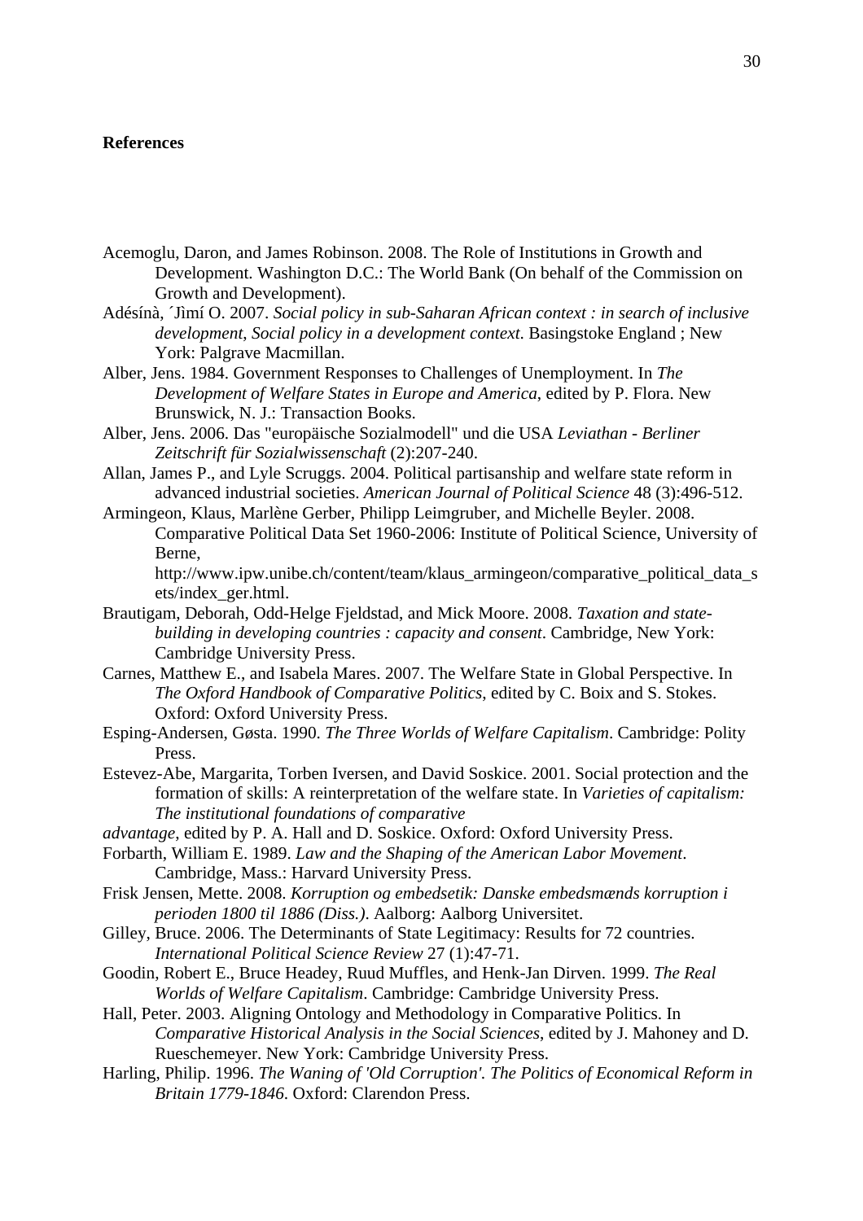**References**

Acemoglu, Daron, and James Robinson. 2008. The Role of Institutions in Growth and Development. Washington D.C.: The World Bank (On behalf of the Commission on Growth and Development).

Adésínà, ´Jìmí O. 2007. *Social policy in sub-Saharan African context : in search of inclusive development, Social policy in a development context*. Basingstoke England ; New York: Palgrave Macmillan.

Alber, Jens. 1984. Government Responses to Challenges of Unemployment. In *The Development of Welfare States in Europe and America*, edited by P. Flora. New Brunswick, N. J.: Transaction Books.

Alber, Jens. 2006. Das "europäische Sozialmodell" und die USA *Leviathan - Berliner Zeitschrift für Sozialwissenschaft* (2):207-240.

Allan, James P., and Lyle Scruggs. 2004. Political partisanship and welfare state reform in advanced industrial societies. *American Journal of Political Science* 48 (3):496-512.

Armingeon, Klaus, Marlène Gerber, Philipp Leimgruber, and Michelle Beyler. 2008. Comparative Political Data Set 1960-2006: Institute of Political Science, University of Berne, http://www.ipw.unibe.ch/content/team/klaus_armingeon/comparative_political_data_sets/index_ger.html.

Brautigam, Deborah, Odd-Helge Fjeldstad, and Mick Moore. 2008. *Taxation and state-building in developing countries : capacity and consent*. Cambridge, New York: Cambridge University Press.

Carnes, Matthew E., and Isabela Mares. 2007. The Welfare State in Global Perspective. In *The Oxford Handbook of Comparative Politics*, edited by C. Boix and S. Stokes. Oxford: Oxford University Press.

Esping-Andersen, Gøsta. 1990. *The Three Worlds of Welfare Capitalism*. Cambridge: Polity Press.

Estevez-Abe, Margarita, Torben Iversen, and David Soskice. 2001. Social protection and the formation of skills: A reinterpretation of the welfare state. In *Varieties of capitalism: The institutional foundations of comparative advantage*, edited by P. A. Hall and D. Soskice. Oxford: Oxford University Press.

Forbarth, William E. 1989. *Law and the Shaping of the American Labor Movement*. Cambridge, Mass.: Harvard University Press.

Frisk Jensen, Mette. 2008. *Korruption og embedsetik: Danske embedsmænds korruption i perioden 1800 til 1886 (Diss.)*. Aalborg: Aalborg Universitet.

Gilley, Bruce. 2006. The Determinants of State Legitimacy: Results for 72 countries. *International Political Science Review* 27 (1):47-71.

Goodin, Robert E., Bruce Headey, Ruud Muffles, and Henk-Jan Dirven. 1999. *The Real Worlds of Welfare Capitalism*. Cambridge: Cambridge University Press.

Hall, Peter. 2003. Aligning Ontology and Methodology in Comparative Politics. In *Comparative Historical Analysis in the Social Sciences*, edited by J. Mahoney and D. Rueschemeyer. New York: Cambridge University Press.

Harling, Philip. 1996. *The Waning of 'Old Corruption'. The Politics of Economical Reform in Britain 1779-1846*. Oxford: Clarendon Press.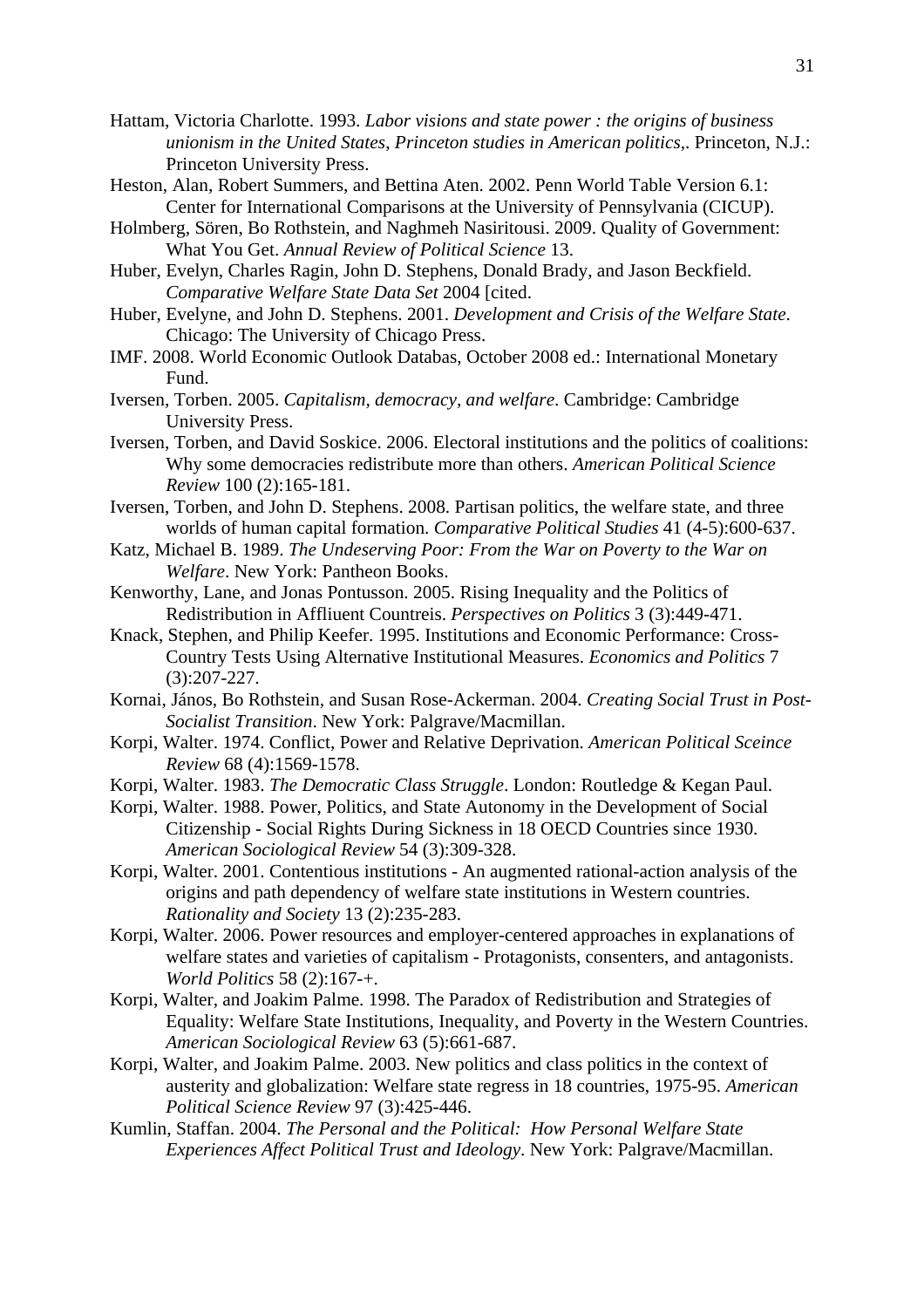Hattam, Victoria Charlotte. 1993. *Labor visions and state power : the origins of business unionism in the United States*, *Princeton studies in American politics,*. Princeton, N.J.: Princeton University Press.

Heston, Alan, Robert Summers, and Bettina Aten. 2002. Penn World Table Version 6.1: Center for International Comparisons at the University of Pennsylvania (CICUP).

Holmberg, Sören, Bo Rothstein, and Naghmeh Nasiritousi. 2009. Quality of Government: What You Get. *Annual Review of Political Science* 13.

Huber, Evelyn, Charles Ragin, John D. Stephens, Donald Brady, and Jason Beckfield. *Comparative Welfare State Data Set* 2004 [cited.

Huber, Evelyne, and John D. Stephens. 2001. *Development and Crisis of the Welfare State*. Chicago: The University of Chicago Press.

IMF. 2008. World Economic Outlook Databas, October 2008 ed.: International Monetary Fund.

Iversen, Torben. 2005. *Capitalism, democracy, and welfare*. Cambridge: Cambridge University Press.

Iversen, Torben, and David Soskice. 2006. Electoral institutions and the politics of coalitions: Why some democracies redistribute more than others. *American Political Science Review* 100 (2):165-181.

Iversen, Torben, and John D. Stephens. 2008. Partisan politics, the welfare state, and three worlds of human capital formation. *Comparative Political Studies* 41 (4-5):600-637.

Katz, Michael B. 1989. *The Undeserving Poor: From the War on Poverty to the War on Welfare*. New York: Pantheon Books.

Kenworthy, Lane, and Jonas Pontusson. 2005. Rising Inequality and the Politics of Redistribution in Affliuent Countreis. *Perspectives on Politics* 3 (3):449-471.

Knack, Stephen, and Philip Keefer. 1995. Institutions and Economic Performance: Cross-Country Tests Using Alternative Institutional Measures. *Economics and Politics* 7 (3):207-227.

Kornai, János, Bo Rothstein, and Susan Rose-Ackerman. 2004. *Creating Social Trust in Post-Socialist Transition*. New York: Palgrave/Macmillan.

Korpi, Walter. 1974. Conflict, Power and Relative Deprivation. *American Political Sceince Review* 68 (4):1569-1578.

Korpi, Walter. 1983. *The Democratic Class Struggle*. London: Routledge & Kegan Paul.

Korpi, Walter. 1988. Power, Politics, and State Autonomy in the Development of Social Citizenship - Social Rights During Sickness in 18 OECD Countries since 1930. *American Sociological Review* 54 (3):309-328.

Korpi, Walter. 2001. Contentious institutions - An augmented rational-action analysis of the origins and path dependency of welfare state institutions in Western countries. *Rationality and Society* 13 (2):235-283.

Korpi, Walter. 2006. Power resources and employer-centered approaches in explanations of welfare states and varieties of capitalism - Protagonists, consenters, and antagonists. *World Politics* 58 (2):167-+.

Korpi, Walter, and Joakim Palme. 1998. The Paradox of Redistribution and Strategies of Equality: Welfare State Institutions, Inequality, and Poverty in the Western Countries. *American Sociological Review* 63 (5):661-687.

Korpi, Walter, and Joakim Palme. 2003. New politics and class politics in the context of austerity and globalization: Welfare state regress in 18 countries, 1975-95. *American Political Science Review* 97 (3):425-446.

Kumlin, Staffan. 2004. *The Personal and the Political: How Personal Welfare State Experiences Affect Political Trust and Ideology*. New York: Palgrave/Macmillan.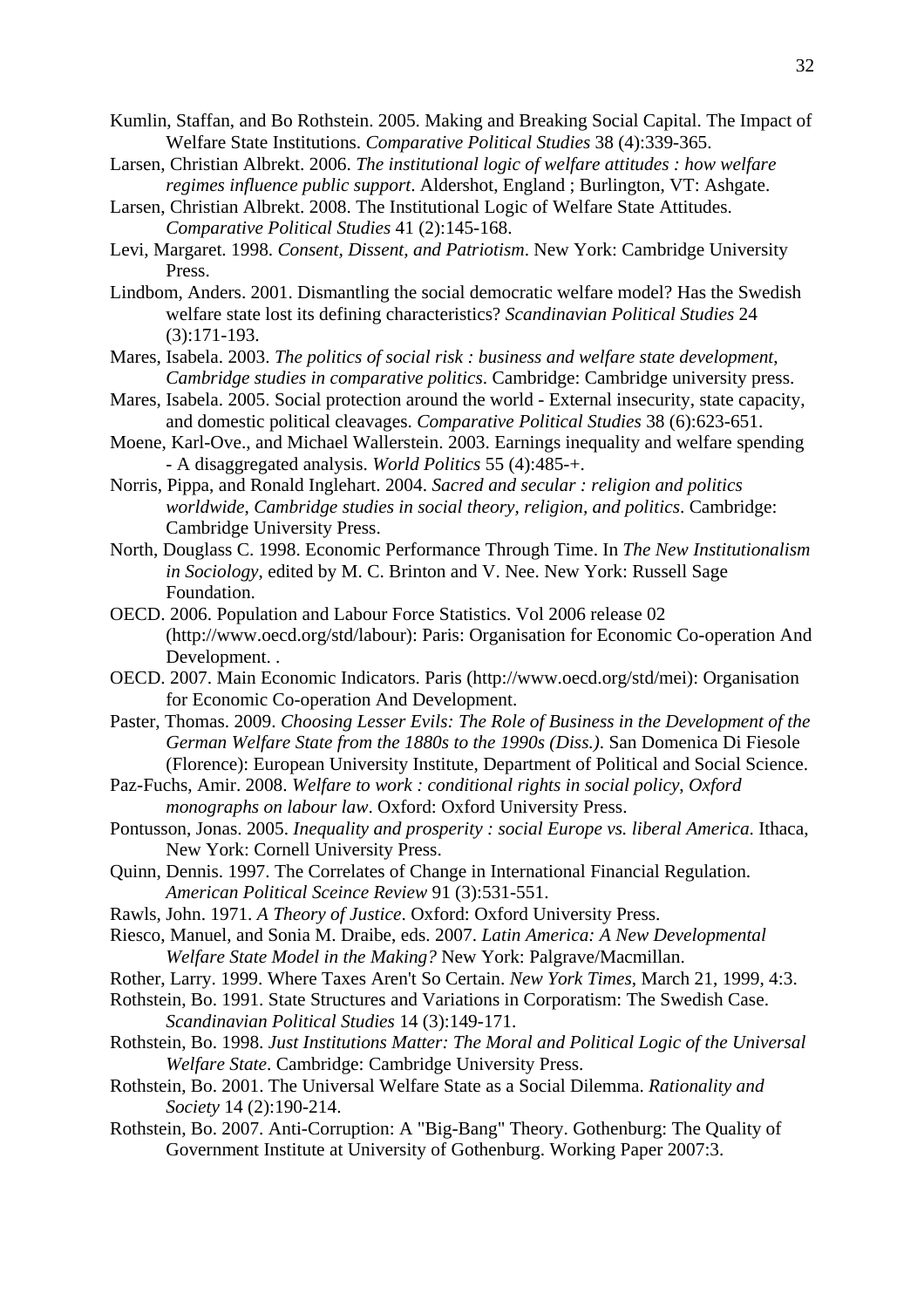Kumlin, Staffan, and Bo Rothstein. 2005. Making and Breaking Social Capital. The Impact of Welfare State Institutions. *Comparative Political Studies* 38 (4):339-365.

Larsen, Christian Albrekt. 2006. *The institutional logic of welfare attitudes : how welfare regimes influence public support*. Aldershot, England ; Burlington, VT: Ashgate.

Larsen, Christian Albrekt. 2008. The Institutional Logic of Welfare State Attitudes. *Comparative Political Studies* 41 (2):145-168.

Levi, Margaret. 1998. *Consent, Dissent, and Patriotism*. New York: Cambridge University Press.

Lindbom, Anders. 2001. Dismantling the social democratic welfare model? Has the Swedish welfare state lost its defining characteristics? *Scandinavian Political Studies* 24 (3):171-193.

Mares, Isabela. 2003. *The politics of social risk : business and welfare state development, Cambridge studies in comparative politics*. Cambridge: Cambridge university press.

Mares, Isabela. 2005. Social protection around the world - External insecurity, state capacity, and domestic political cleavages. *Comparative Political Studies* 38 (6):623-651.

Moene, Karl-Ove., and Michael Wallerstein. 2003. Earnings inequality and welfare spending - A disaggregated analysis. *World Politics* 55 (4):485-+.

Norris, Pippa, and Ronald Inglehart. 2004. *Sacred and secular : religion and politics worldwide, Cambridge studies in social theory, religion, and politics*. Cambridge: Cambridge University Press.

North, Douglass C. 1998. Economic Performance Through Time. In *The New Institutionalism in Sociology*, edited by M. C. Brinton and V. Nee. New York: Russell Sage Foundation.

OECD. 2006. Population and Labour Force Statistics. Vol 2006 release 02 (http://www.oecd.org/std/labour): Paris: Organisation for Economic Co-operation And Development. .

OECD. 2007. Main Economic Indicators. Paris (http://www.oecd.org/std/mei): Organisation for Economic Co-operation And Development.

Paster, Thomas. 2009. *Choosing Lesser Evils: The Role of Business in the Development of the German Welfare State from the 1880s to the 1990s (Diss.)*. San Domenica Di Fiesole (Florence): European University Institute, Department of Political and Social Science.

Paz-Fuchs, Amir. 2008. *Welfare to work : conditional rights in social policy, Oxford monographs on labour law*. Oxford: Oxford University Press.

Pontusson, Jonas. 2005. *Inequality and prosperity : social Europe vs. liberal America*. Ithaca, New York: Cornell University Press.

Quinn, Dennis. 1997. The Correlates of Change in International Financial Regulation. *American Political Sceince Review* 91 (3):531-551.

Rawls, John. 1971. *A Theory of Justice*. Oxford: Oxford University Press.

Riesco, Manuel, and Sonia M. Draibe, eds. 2007. *Latin America: A New Developmental Welfare State Model in the Making?* New York: Palgrave/Macmillan.

Rother, Larry. 1999. Where Taxes Aren't So Certain. *New York Times*, March 21, 1999, 4:3.

Rothstein, Bo. 1991. State Structures and Variations in Corporatism: The Swedish Case. *Scandinavian Political Studies* 14 (3):149-171.

Rothstein, Bo. 1998. *Just Institutions Matter: The Moral and Political Logic of the Universal Welfare State*. Cambridge: Cambridge University Press.

Rothstein, Bo. 2001. The Universal Welfare State as a Social Dilemma. *Rationality and Society* 14 (2):190-214.

Rothstein, Bo. 2007. Anti-Corruption: A "Big-Bang" Theory. Gothenburg: The Quality of Government Institute at University of Gothenburg. Working Paper 2007:3.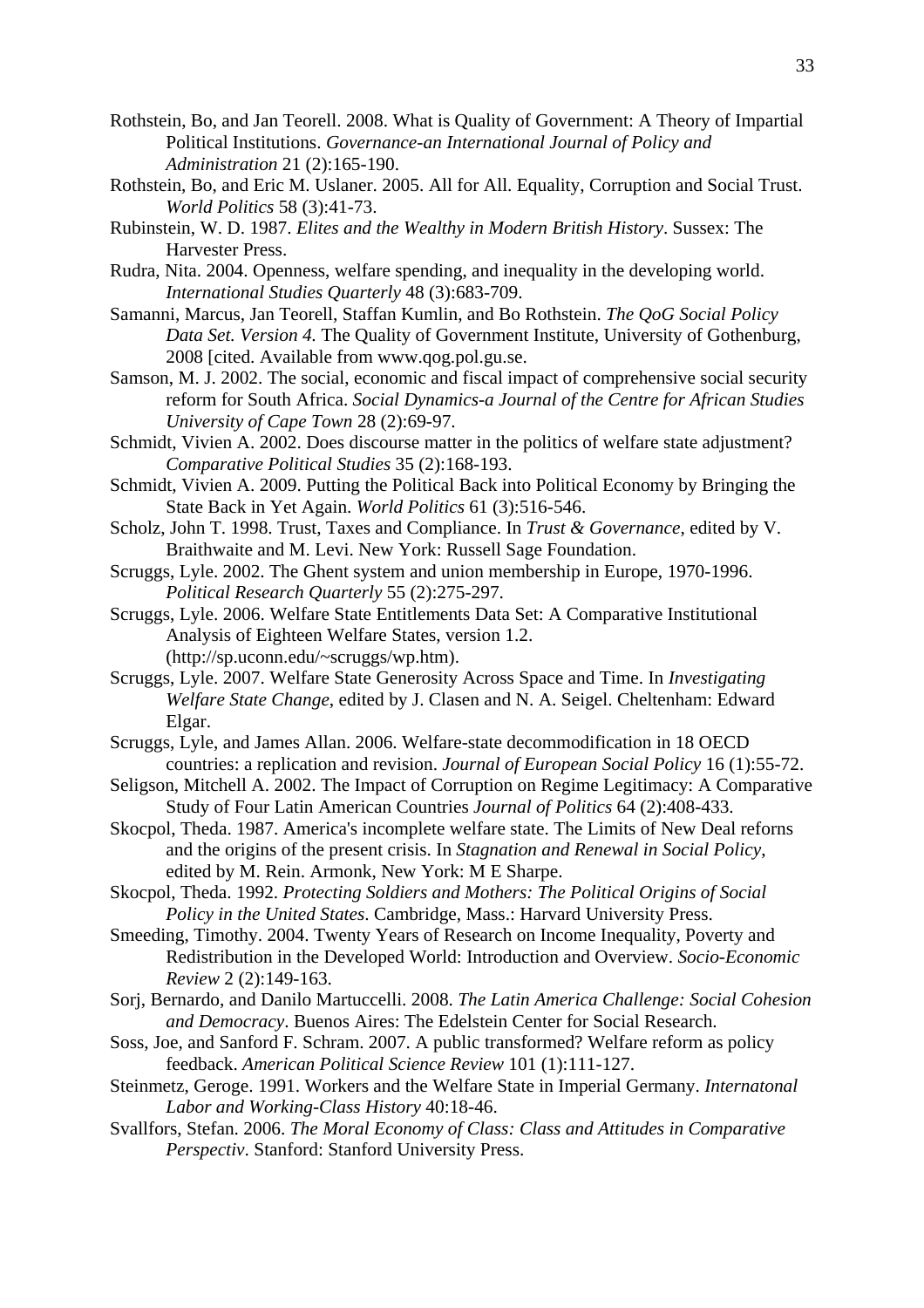Rothstein, Bo, and Jan Teorell. 2008. What is Quality of Government: A Theory of Impartial Political Institutions. *Governance-an International Journal of Policy and Administration* 21 (2):165-190.

Rothstein, Bo, and Eric M. Uslaner. 2005. All for All. Equality, Corruption and Social Trust. *World Politics* 58 (3):41-73.

Rubinstein, W. D. 1987. *Elites and the Wealthy in Modern British History*. Sussex: The Harvester Press.

Rudra, Nita. 2004. Openness, welfare spending, and inequality in the developing world. *International Studies Quarterly* 48 (3):683-709.

Samanni, Marcus, Jan Teorell, Staffan Kumlin, and Bo Rothstein. *The QoG Social Policy Data Set. Version 4.* The Quality of Government Institute, University of Gothenburg, 2008 [cited. Available from www.qog.pol.gu.se.

Samson, M. J. 2002. The social, economic and fiscal impact of comprehensive social security reform for South Africa. *Social Dynamics-a Journal of the Centre for African Studies University of Cape Town* 28 (2):69-97.

Schmidt, Vivien A. 2002. Does discourse matter in the politics of welfare state adjustment? *Comparative Political Studies* 35 (2):168-193.

Schmidt, Vivien A. 2009. Putting the Political Back into Political Economy by Bringing the State Back in Yet Again. *World Politics* 61 (3):516-546.

Scholz, John T. 1998. Trust, Taxes and Compliance. In *Trust & Governance*, edited by V. Braithwaite and M. Levi. New York: Russell Sage Foundation.

Scruggs, Lyle. 2002. The Ghent system and union membership in Europe, 1970-1996. *Political Research Quarterly* 55 (2):275-297.

Scruggs, Lyle. 2006. Welfare State Entitlements Data Set: A Comparative Institutional Analysis of Eighteen Welfare States, version 1.2. (http://sp.uconn.edu/~scruggs/wp.htm).

Scruggs, Lyle. 2007. Welfare State Generosity Across Space and Time. In *Investigating Welfare State Change*, edited by J. Clasen and N. A. Seigel. Cheltenham: Edward Elgar.

Scruggs, Lyle, and James Allan. 2006. Welfare-state decommodification in 18 OECD countries: a replication and revision. *Journal of European Social Policy* 16 (1):55-72.

Seligson, Mitchell A. 2002. The Impact of Corruption on Regime Legitimacy: A Comparative Study of Four Latin American Countries *Journal of Politics* 64 (2):408-433.

Skocpol, Theda. 1987. America's incomplete welfare state. The Limits of New Deal reforns and the origins of the present crisis. In *Stagnation and Renewal in Social Policy*, edited by M. Rein. Armonk, New York: M E Sharpe.

Skocpol, Theda. 1992. *Protecting Soldiers and Mothers: The Political Origins of Social Policy in the United States*. Cambridge, Mass.: Harvard University Press.

Smeeding, Timothy. 2004. Twenty Years of Research on Income Inequality, Poverty and Redistribution in the Developed World: Introduction and Overview. *Socio-Economic Review* 2 (2):149-163.

Sorj, Bernardo, and Danilo Martuccelli. 2008. *The Latin America Challenge: Social Cohesion and Democracy*. Buenos Aires: The Edelstein Center for Social Research.

Soss, Joe, and Sanford F. Schram. 2007. A public transformed? Welfare reform as policy feedback. *American Political Science Review* 101 (1):111-127.

Steinmetz, Geroge. 1991. Workers and the Welfare State in Imperial Germany. *Internatonal Labor and Working-Class History* 40:18-46.

Svallfors, Stefan. 2006. *The Moral Economy of Class: Class and Attitudes in Comparative Perspectiv*. Stanford: Stanford University Press.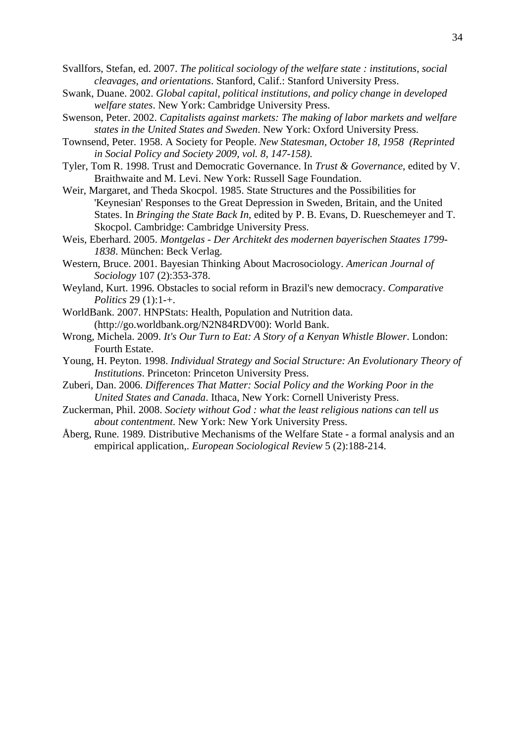Svallfors, Stefan, ed. 2007. *The political sociology of the welfare state : institutions, social cleavages, and orientations*. Stanford, Calif.: Stanford University Press.

Swank, Duane. 2002. *Global capital, political institutions, and policy change in developed welfare states*. New York: Cambridge University Press.

Swenson, Peter. 2002. *Capitalists against markets: The making of labor markets and welfare states in the United States and Sweden*. New York: Oxford University Press.

Townsend, Peter. 1958. A Society for People. *New Statesman, October 18, 1958 (Reprinted in Social Policy and Society 2009, vol. 8, 147-158)*.

Tyler, Tom R. 1998. Trust and Democratic Governance. In *Trust & Governance*, edited by V. Braithwaite and M. Levi. New York: Russell Sage Foundation.

Weir, Margaret, and Theda Skocpol. 1985. State Structures and the Possibilities for 'Keynesian' Responses to the Great Depression in Sweden, Britain, and the United States. In *Bringing the State Back In*, edited by P. B. Evans, D. Rueschemeyer and T. Skocpol. Cambridge: Cambridge University Press.

Weis, Eberhard. 2005. *Montgelas - Der Architekt des modernen bayerischen Staates 1799-1838*. München: Beck Verlag.

Western, Bruce. 2001. Bayesian Thinking About Macrosociology. *American Journal of Sociology* 107 (2):353-378.

Weyland, Kurt. 1996. Obstacles to social reform in Brazil's new democracy. *Comparative Politics* 29 (1):1-+.

WorldBank. 2007. HNPStats: Health, Population and Nutrition data. (http://go.worldbank.org/N2N84RDV00): World Bank.

Wrong, Michela. 2009. *It's Our Turn to Eat: A Story of a Kenyan Whistle Blower*. London: Fourth Estate.

Young, H. Peyton. 1998. *Individual Strategy and Social Structure: An Evolutionary Theory of Institutions*. Princeton: Princeton University Press.

Zuberi, Dan. 2006. *Differences That Matter: Social Policy and the Working Poor in the United States and Canada*. Ithaca, New York: Cornell Univeristy Press.

Zuckerman, Phil. 2008. *Society without God : what the least religious nations can tell us about contentment*. New York: New York University Press.

Åberg, Rune. 1989. Distributive Mechanisms of the Welfare State - a formal analysis and an empirical application,. *European Sociological Review* 5 (2):188-214.